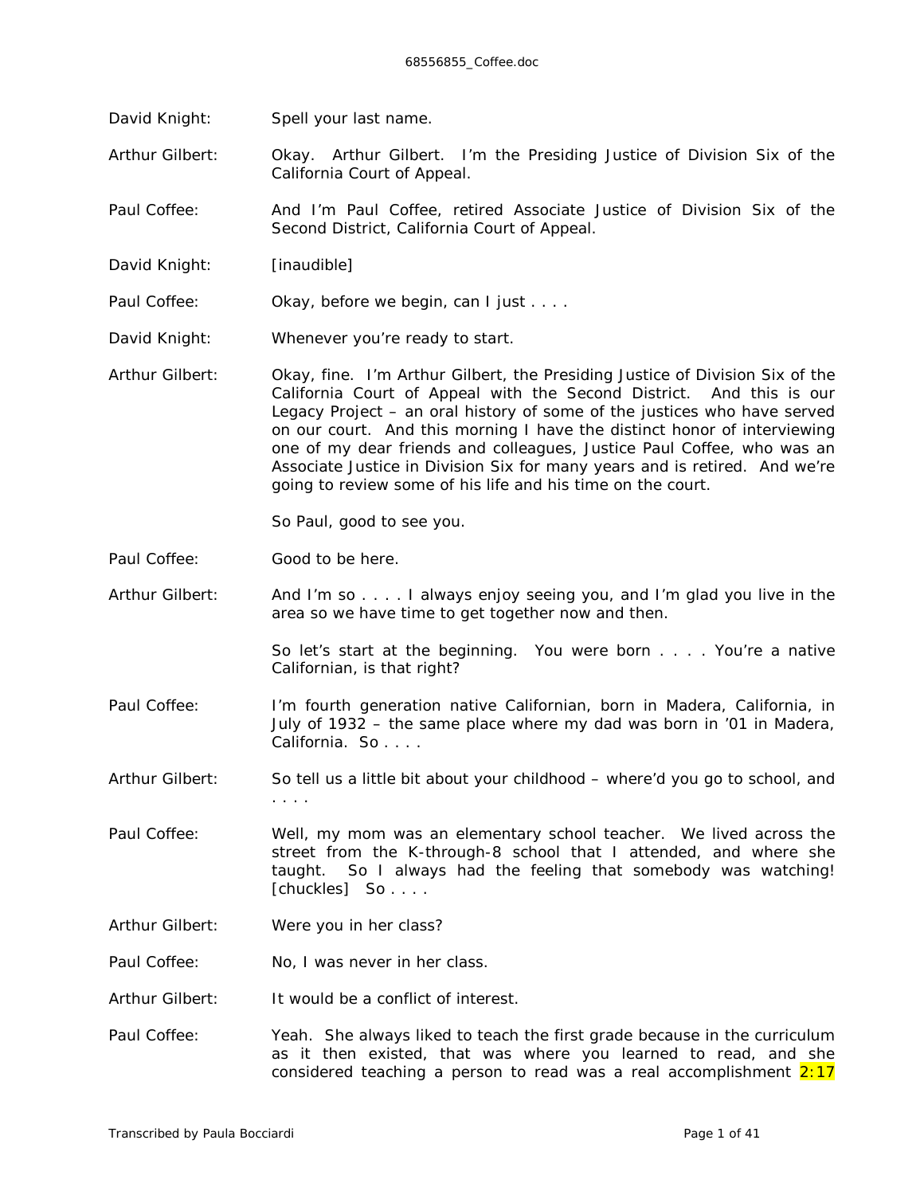David Knight: Spell your last name.

Arthur Gilbert: Okay. Arthur Gilbert. I'm the Presiding Justice of Division Six of the California Court of Appeal.

Paul Coffee: And I'm Paul Coffee, retired Associate Justice of Division Six of the Second District, California Court of Appeal.

David Knight: [inaudible]

Paul Coffee: Okay, before we begin, can I just . . . .

David Knight: Whenever you're ready to start.

Arthur Gilbert: Okay, fine. I'm Arthur Gilbert, the Presiding Justice of Division Six of the California Court of Appeal with the Second District. And this is our Legacy Project – an oral history of some of the justices who have served on our court. And this morning I have the distinct honor of interviewing one of my dear friends and colleagues, Justice Paul Coffee, who was an Associate Justice in Division Six for many years and is retired. And we're going to review some of his life and his time on the court.

So Paul, good to see you.

Paul Coffee: Good to be here.

Arthur Gilbert: And I'm so . . . . I always enjoy seeing you, and I'm glad you live in the area so we have time to get together now and then.

So let's start at the beginning. You were born . . . . You're a native Californian, is that right?

Paul Coffee: I'm fourth generation native Californian, born in Madera, California, in July of 1932 – the same place where my dad was born in '01 in Madera, California. So . . . .

Arthur Gilbert: So tell us a little bit about your childhood – where'd you go to school, and . . . .

Paul Coffee: Well, my mom was an elementary school teacher. We lived across the street from the K-through-8 school that I attended, and where she taught. So I always had the feeling that somebody was watching! [chuckles] So . . . .

Arthur Gilbert: Were you in her class?

Paul Coffee: No, I was never in her class.

Arthur Gilbert: It would be a conflict of interest.

Paul Coffee: Yeah. She always liked to teach the first grade because in the curriculum as it then existed, that was where you learned to read, and she considered teaching a person to read was a real accomplishment 2:17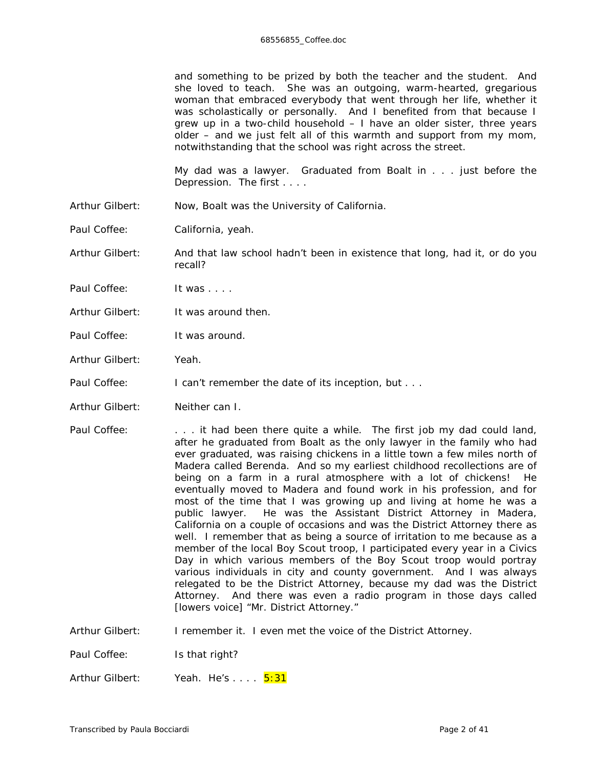and something to be prized by both the teacher and the student. And she loved to teach. She was an outgoing, warm-hearted, gregarious woman that embraced everybody that went through her life, whether it was scholastically or personally. And I benefited from that because I grew up in a two-child household – I have an older sister, three years older – and we just felt all of this warmth and support from my mom, notwithstanding that the school was right across the street.

My dad was a lawyer. Graduated from Boalt in . . . just before the Depression. The first . . . .

**Arthur Gilbert:** Now, Boalt was the University of California.

**Paul Coffee:** California, yeah.

**Arthur Gilbert:** And that law school hadn't been in existence that long, had it, or do you recall?

**Paul Coffee:** It was . . . .

**Arthur Gilbert:** It was around then.

**Paul Coffee:** It was around.

**Arthur Gilbert:** Yeah.

**Paul Coffee:** I can't remember the date of its inception, but . . .

**Arthur Gilbert:** Neither can I.

**Paul Coffee:** . . . it had been there quite a while. The first job my dad could land, after he graduated from Boalt as the only lawyer in the family who had ever graduated, was raising chickens in a little town a few miles north of Madera called Berenda. And so my earliest childhood recollections are of being on a farm in a rural atmosphere with a lot of chickens! He eventually moved to Madera and found work in his profession, and for most of the time that I was growing up and living at home he was a public lawyer. He was the Assistant District Attorney in Madera, California on a couple of occasions and was the District Attorney there as well. I remember that as being a source of irritation to me because as a member of the local Boy Scout troop, I participated every year in a Civics Day in which various members of the Boy Scout troop would portray various individuals in city and county government. And I was always relegated to be the District Attorney, because my dad was the District Attorney. And there was even a radio program in those days called [lowers voice] "Mr. District Attorney."

**Arthur Gilbert:** I remember it. I even met the voice of the District Attorney.

**Paul Coffee:** Is that right?

**Arthur Gilbert:** Yeah. He's . . . . 5:31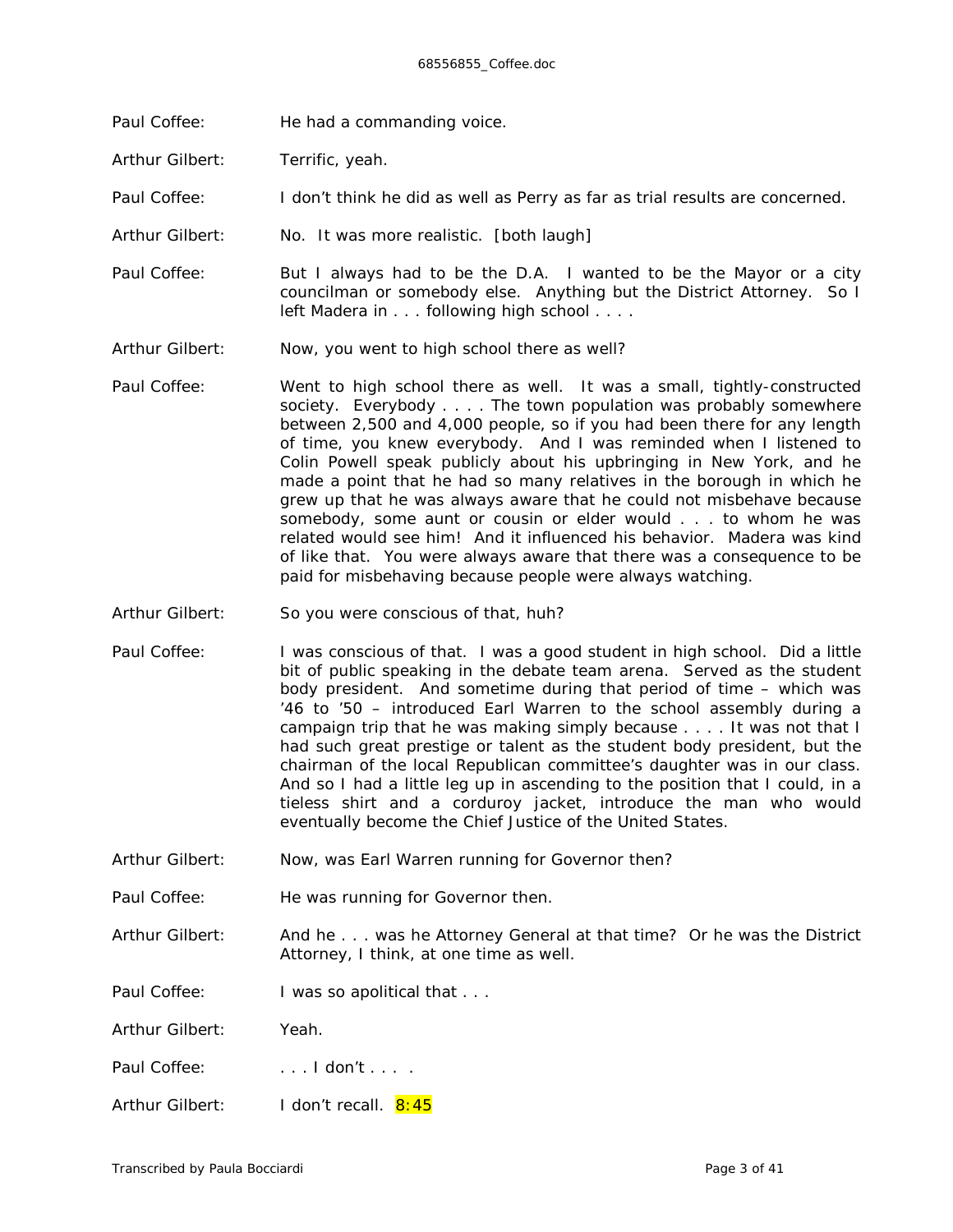Paul Coffee: He had a commanding voice.

Arthur Gilbert: Terrific, yeah.

Paul Coffee: I don't think he did as well as Perry as far as trial results are concerned.

Arthur Gilbert: No. It was more realistic. [both laugh]

Paul Coffee: But I always had to be the D.A. I wanted to be the Mayor or a city councilman or somebody else. Anything but the District Attorney. So I left Madera in . . . following high school . . . .

Arthur Gilbert: Now, you went to high school there as well?

Paul Coffee: Went to high school there as well. It was a small, tightly-constructed society. Everybody . . . . The town population was probably somewhere between 2,500 and 4,000 people, so if you had been there for any length of time, you knew everybody. And I was reminded when I listened to Colin Powell speak publicly about his upbringing in New York, and he made a point that he had so many relatives in the borough in which he grew up that he was always aware that he could not misbehave because somebody, some aunt or cousin or elder would . . . to whom he was related would see him! And it influenced his behavior. Madera was kind of like that. You were always aware that there was a consequence to be paid for misbehaving because people were always watching.

Arthur Gilbert: So you were conscious of that, huh?

Paul Coffee: I was conscious of that. I was a good student in high school. Did a little bit of public speaking in the debate team arena. Served as the student body president. And sometime during that period of time – which was '46 to '50 – introduced Earl Warren to the school assembly during a campaign trip that he was making simply because . . . . It was not that I had such great prestige or talent as the student body president, but the chairman of the local Republican committee's daughter was in our class. And so I had a little leg up in ascending to the position that I could, in a tieless shirt and a corduroy jacket, introduce the man who would eventually become the Chief Justice of the United States.

Arthur Gilbert: Now, was Earl Warren running for Governor then?

Paul Coffee: He was running for Governor then.

Arthur Gilbert: And he . . . was he Attorney General at that time? Or he was the District Attorney, I think, at one time as well.

Paul Coffee: I was so apolitical that . . .

Arthur Gilbert: Yeah.

Paul Coffee: . . . I don't . . . .

Arthur Gilbert: I don't recall. 8:45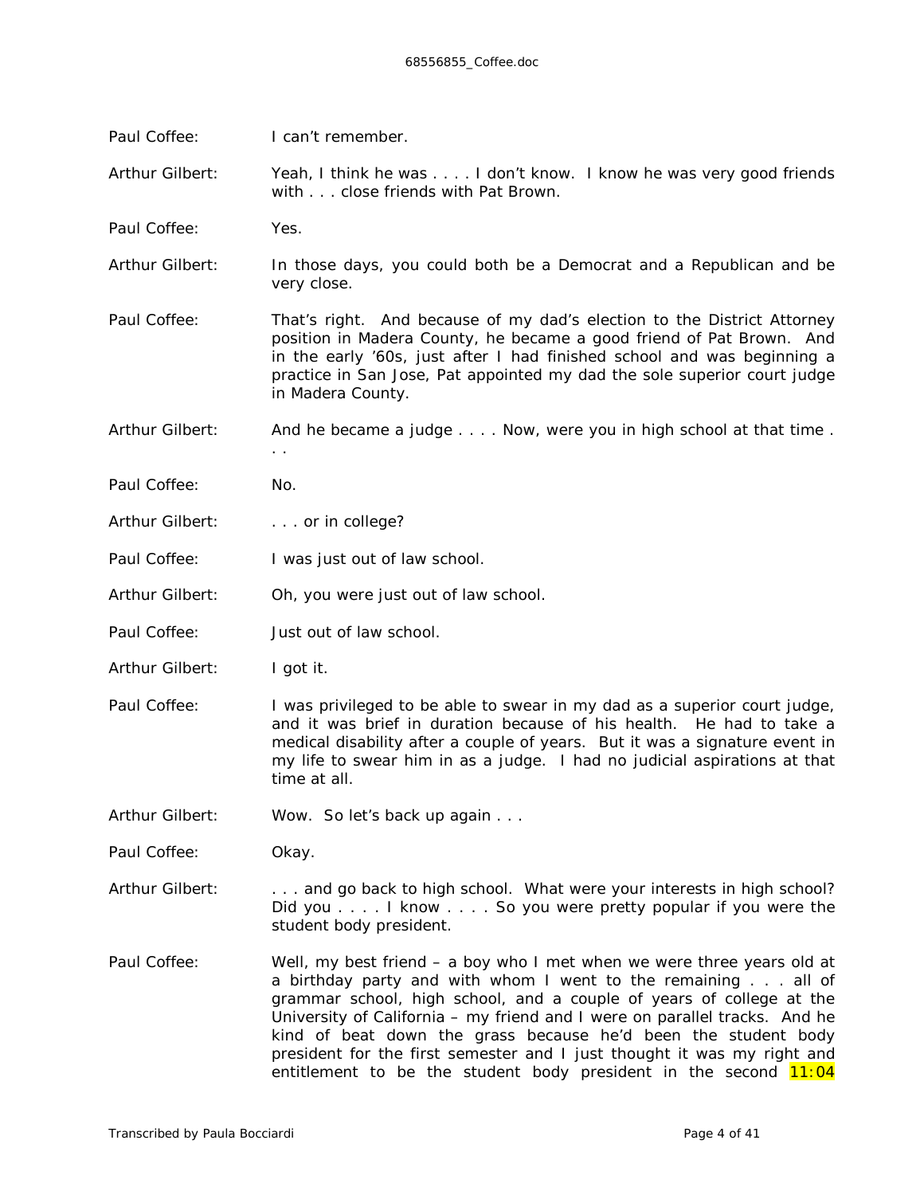Paul Coffee: I can't remember.

Arthur Gilbert: Yeah, I think he was . . . . I don't know. I know he was very good friends with . . . close friends with Pat Brown.

Paul Coffee: Yes.

Arthur Gilbert: In those days, you could both be a Democrat and a Republican and be very close.

Paul Coffee: That's right. And because of my dad's election to the District Attorney position in Madera County, he became a good friend of Pat Brown. And in the early '60s, just after I had finished school and was beginning a practice in San Jose, Pat appointed my dad the sole superior court judge in Madera County.

Arthur Gilbert: And he became a judge . . . . Now, were you in high school at that time . . .

Paul Coffee: No.

Arthur Gilbert: . . . or in college?

Paul Coffee: I was just out of law school.

Arthur Gilbert: Oh, you were just out of law school.

Paul Coffee: Just out of law school.

Arthur Gilbert: I got it.

Paul Coffee: I was privileged to be able to swear in my dad as a superior court judge, and it was brief in duration because of his health. He had to take a medical disability after a couple of years. But it was a signature event in my life to swear him in as a judge. I had no judicial aspirations at that time at all.

Arthur Gilbert: Wow. So let's back up again . . .

Paul Coffee: Okay.

Arthur Gilbert: . . . and go back to high school. What were your interests in high school? Did you . . . . I know . . . . So you were pretty popular if you were the student body president.

Paul Coffee: Well, my best friend – a boy who I met when we were three years old at a birthday party and with whom I went to the remaining . . . all of grammar school, high school, and a couple of years of college at the University of California – my friend and I were on parallel tracks. And he kind of beat down the grass because he'd been the student body president for the first semester and I just thought it was my right and entitlement to be the student body president in the second 11:04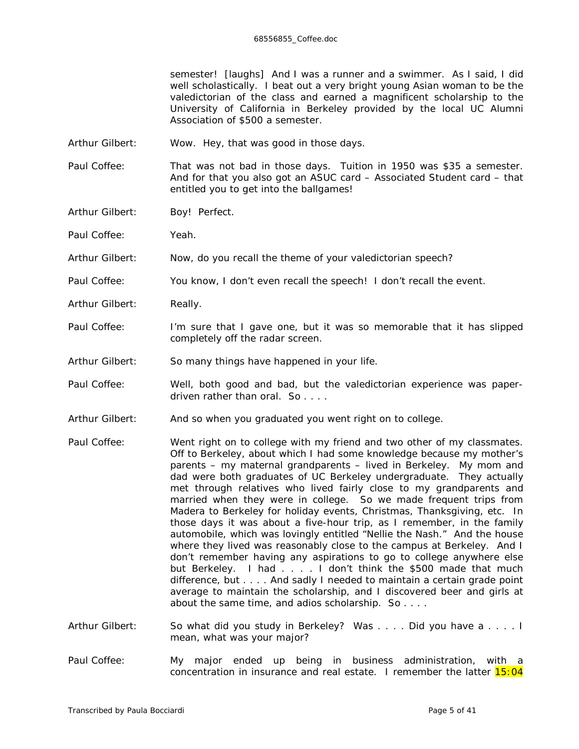semester! [laughs] And I was a runner and a swimmer. As I said, I did well scholastically. I beat out a very bright young Asian woman to be the valedictorian of the class and earned a magnificent scholarship to the University of California in Berkeley provided by the local UC Alumni Association of $500 a semester.

Arthur Gilbert: Wow. Hey, that was good in those days.

Paul Coffee: That was not bad in those days. Tuition in 1950 was $35 a semester. And for that you also got an ASUC card – Associated Student card – that entitled you to get into the ballgames!

Arthur Gilbert: Boy! Perfect.

Paul Coffee: Yeah.

Arthur Gilbert: Now, do you recall the theme of your valedictorian speech?

Paul Coffee: You know, I don't even recall the speech! I don't recall the event.

Arthur Gilbert: Really.

Paul Coffee: I'm sure that I gave one, but it was so memorable that it has slipped completely off the radar screen.

Arthur Gilbert: So many things have happened in your life.

Paul Coffee: Well, both good and bad, but the valedictorian experience was paper-driven rather than oral. So . . . .

Arthur Gilbert: And so when you graduated you went right on to college.

Paul Coffee: Went right on to college with my friend and two other of my classmates. Off to Berkeley, about which I had some knowledge because my mother's parents – my maternal grandparents – lived in Berkeley. My mom and dad were both graduates of UC Berkeley undergraduate. They actually met through relatives who lived fairly close to my grandparents and married when they were in college. So we made frequent trips from Madera to Berkeley for holiday events, Christmas, Thanksgiving, etc. In those days it was about a five-hour trip, as I remember, in the family automobile, which was lovingly entitled "Nellie the Nash." And the house where they lived was reasonably close to the campus at Berkeley. And I don't remember having any aspirations to go to college anywhere else but Berkeley. I had . . . . I don't think the $500 made that much difference, but . . . . And sadly I needed to maintain a certain grade point average to maintain the scholarship, and I discovered beer and girls at about the same time, and adios scholarship. So . . . .

Arthur Gilbert: So what did you study in Berkeley? Was . . . . Did you have a . . . . I mean, what was your major?

Paul Coffee: My major ended up being in business administration, with a concentration in insurance and real estate. I remember the latter 15:04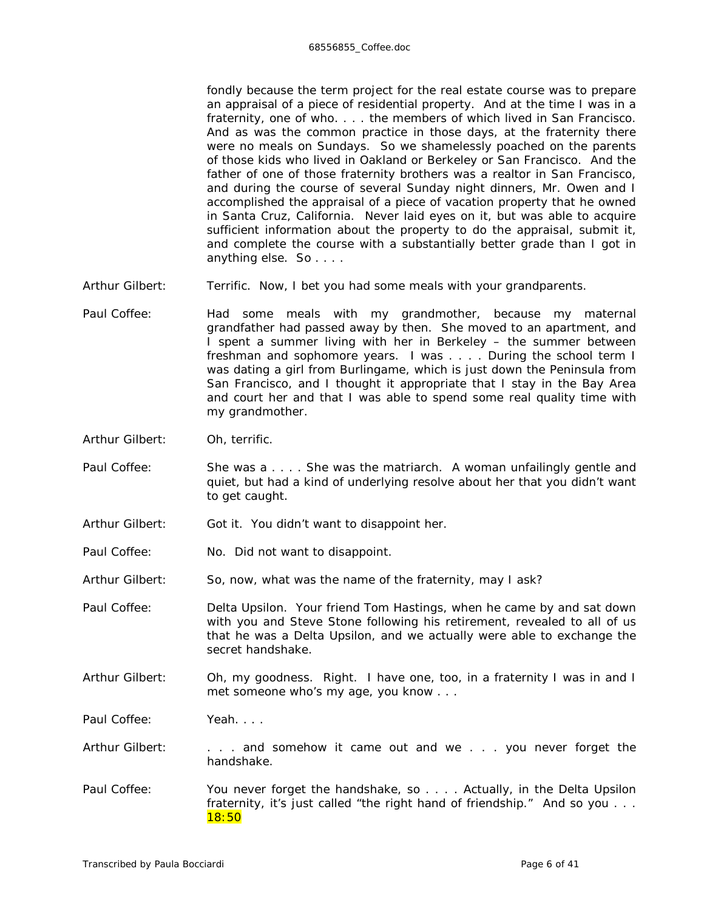fondly because the term project for the real estate course was to prepare an appraisal of a piece of residential property. And at the time I was in a fraternity, one of who. . . . the members of which lived in San Francisco. And as was the common practice in those days, at the fraternity there were no meals on Sundays. So we shamelessly poached on the parents of those kids who lived in Oakland or Berkeley or San Francisco. And the father of one of those fraternity brothers was a realtor in San Francisco, and during the course of several Sunday night dinners, Mr. Owen and I accomplished the appraisal of a piece of vacation property that he owned in Santa Cruz, California. Never laid eyes on it, but was able to acquire sufficient information about the property to do the appraisal, submit it, and complete the course with a substantially better grade than I got in anything else. So . . . .

Arthur Gilbert: Terrific. Now, I bet you had some meals with your grandparents.

Paul Coffee: Had some meals with my grandmother, because my maternal grandfather had passed away by then. She moved to an apartment, and I spent a summer living with her in Berkeley – the summer between freshman and sophomore years. I was . . . . During the school term I was dating a girl from Burlingame, which is just down the Peninsula from San Francisco, and I thought it appropriate that I stay in the Bay Area and court her and that I was able to spend some real quality time with my grandmother.

Arthur Gilbert: Oh, terrific.

Paul Coffee: She was a . . . . She was the matriarch. A woman unfailingly gentle and quiet, but had a kind of underlying resolve about her that you didn't want to get caught.

Arthur Gilbert: Got it. You didn't want to disappoint her.

Paul Coffee: No. Did not want to disappoint.

Arthur Gilbert: So, now, what was the name of the fraternity, may I ask?

Paul Coffee: Delta Upsilon. Your friend Tom Hastings, when he came by and sat down with you and Steve Stone following his retirement, revealed to all of us that he was a Delta Upsilon, and we actually were able to exchange the secret handshake.

Arthur Gilbert: Oh, my goodness. Right. I have one, too, in a fraternity I was in and I met someone who's my age, you know . . .

Paul Coffee: Yeah. . . .

Arthur Gilbert: . . . and somehow it came out and we . . . you never forget the handshake.

Paul Coffee: You never forget the handshake, so . . . . Actually, in the Delta Upsilon fraternity, it's just called "the right hand of friendship." And so you . . . 18:50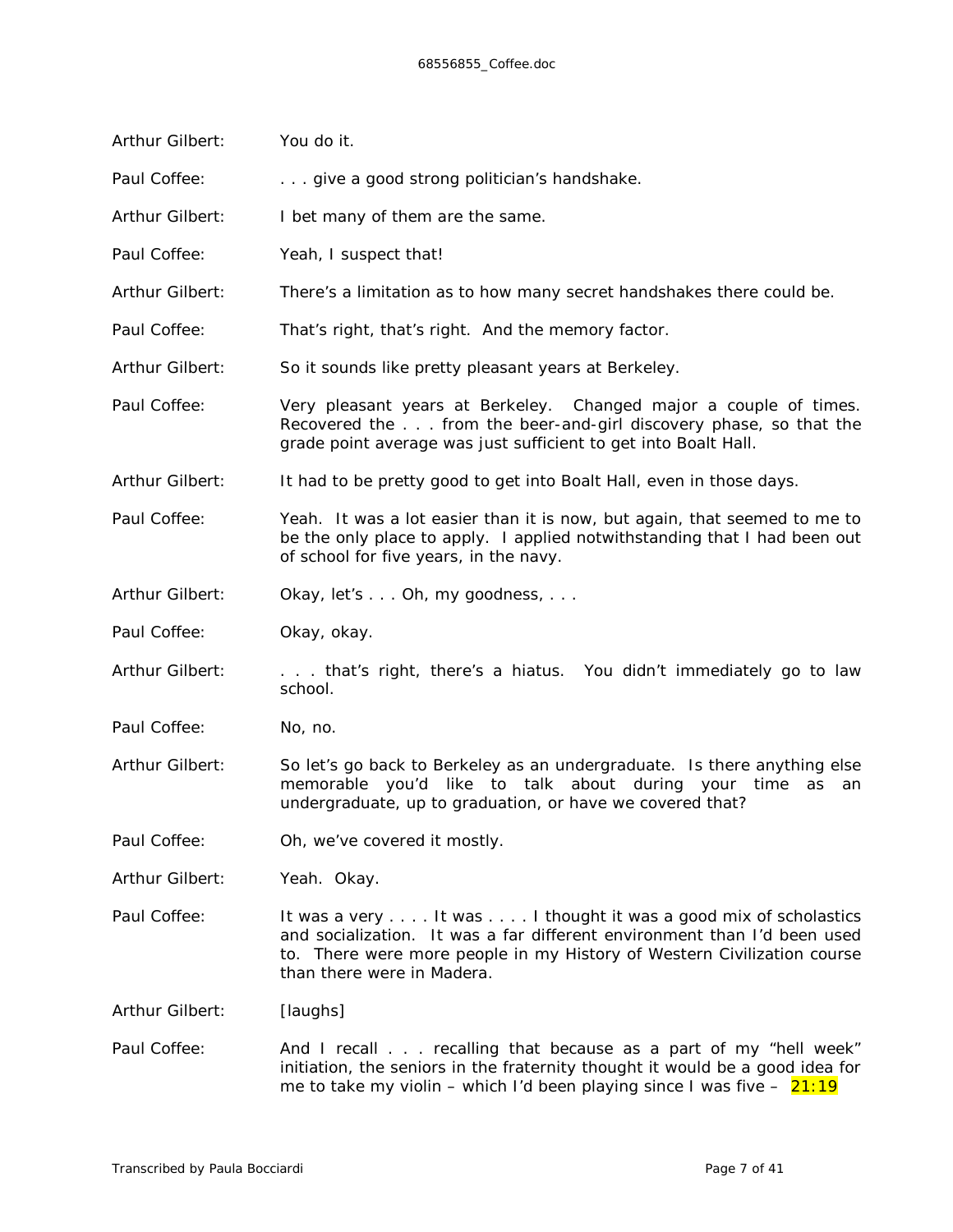Arthur Gilbert: You do it.

Paul Coffee: . . . give a good strong politician's handshake.

Arthur Gilbert: I bet many of them are the same.

Paul Coffee: Yeah, I suspect that!

Arthur Gilbert: There's a limitation as to how many secret handshakes there could be.

Paul Coffee: That's right, that's right. And the memory factor.

Arthur Gilbert: So it sounds like pretty pleasant years at Berkeley.

Paul Coffee: Very pleasant years at Berkeley. Changed major a couple of times. Recovered the . . . from the beer-and-girl discovery phase, so that the grade point average was just sufficient to get into Boalt Hall.

Arthur Gilbert: It had to be pretty good to get into Boalt Hall, even in those days.

Paul Coffee: Yeah. It was a lot easier than it is now, but again, that seemed to me to be the only place to apply. I applied notwithstanding that I had been out of school for five years, in the navy.

Arthur Gilbert: Okay, let's . . . Oh, my goodness, . . .

Paul Coffee: Okay, okay.

Arthur Gilbert: . . . that's right, there's a hiatus. You didn't immediately go to law school.

Paul Coffee: No, no.

Arthur Gilbert: So let's go back to Berkeley as an undergraduate. Is there anything else memorable you'd like to talk about during your time as an undergraduate, up to graduation, or have we covered that?

Paul Coffee: Oh, we've covered it mostly.

Arthur Gilbert: Yeah. Okay.

Paul Coffee: It was a very . . . . It was . . . . I thought it was a good mix of scholastics and socialization. It was a far different environment than I'd been used to. There were more people in my History of Western Civilization course than there were in Madera.

Arthur Gilbert: [laughs]

Paul Coffee: And I recall . . . recalling that because as a part of my "hell week" initiation, the seniors in the fraternity thought it would be a good idea for me to take my violin – which I'd been playing since I was five – 21:19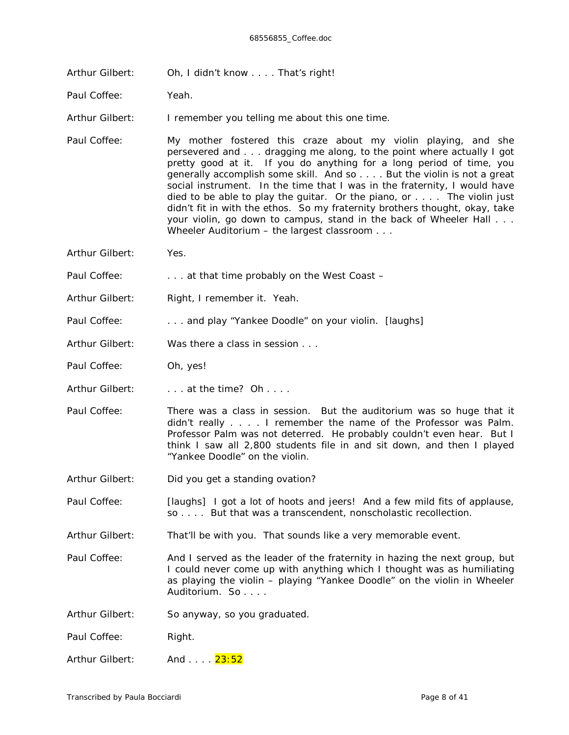Arthur Gilbert: Oh, I didn't know . . . . That's right!

Paul Coffee: Yeah.

Arthur Gilbert: I remember you telling me about this one time.

Paul Coffee: My mother fostered this craze about my violin playing, and she persevered and . . . dragging me along, to the point where actually I got pretty good at it. If you do anything for a long period of time, you generally accomplish some skill. And so . . . . But the violin is not a great social instrument. In the time that I was in the fraternity, I would have died to be able to play the guitar. Or the piano, or . . . . The violin just didn't fit in with the ethos. So my fraternity brothers thought, okay, take your violin, go down to campus, stand in the back of Wheeler Hall . . . Wheeler Auditorium – the largest classroom . . .

Arthur Gilbert: Yes.

Paul Coffee: . . . at that time probably on the West Coast –

Arthur Gilbert: Right, I remember it. Yeah.

Paul Coffee: . . . and play "Yankee Doodle" on your violin. [laughs]

Arthur Gilbert: Was there a class in session . . .

Paul Coffee: Oh, yes!

Arthur Gilbert: . . . at the time? Oh . . . .

Paul Coffee: There was a class in session. But the auditorium was so huge that it didn't really . . . . I remember the name of the Professor was Palm. Professor Palm was not deterred. He probably couldn't even hear. But I think I saw all 2,800 students file in and sit down, and then I played "Yankee Doodle" on the violin.

Arthur Gilbert: Did you get a standing ovation?

Paul Coffee: [laughs] I got a lot of hoots and jeers! And a few mild fits of applause, so . . . . But that was a transcendent, nonscholastic recollection.

Arthur Gilbert: That'll be with you. That sounds like a very memorable event.

Paul Coffee: And I served as the leader of the fraternity in hazing the next group, but I could never come up with anything which I thought was as humiliating as playing the violin – playing "Yankee Doodle" on the violin in Wheeler Auditorium. So . . . .

Arthur Gilbert: So anyway, so you graduated.

Paul Coffee: Right.

Arthur Gilbert: And . . . . 23:52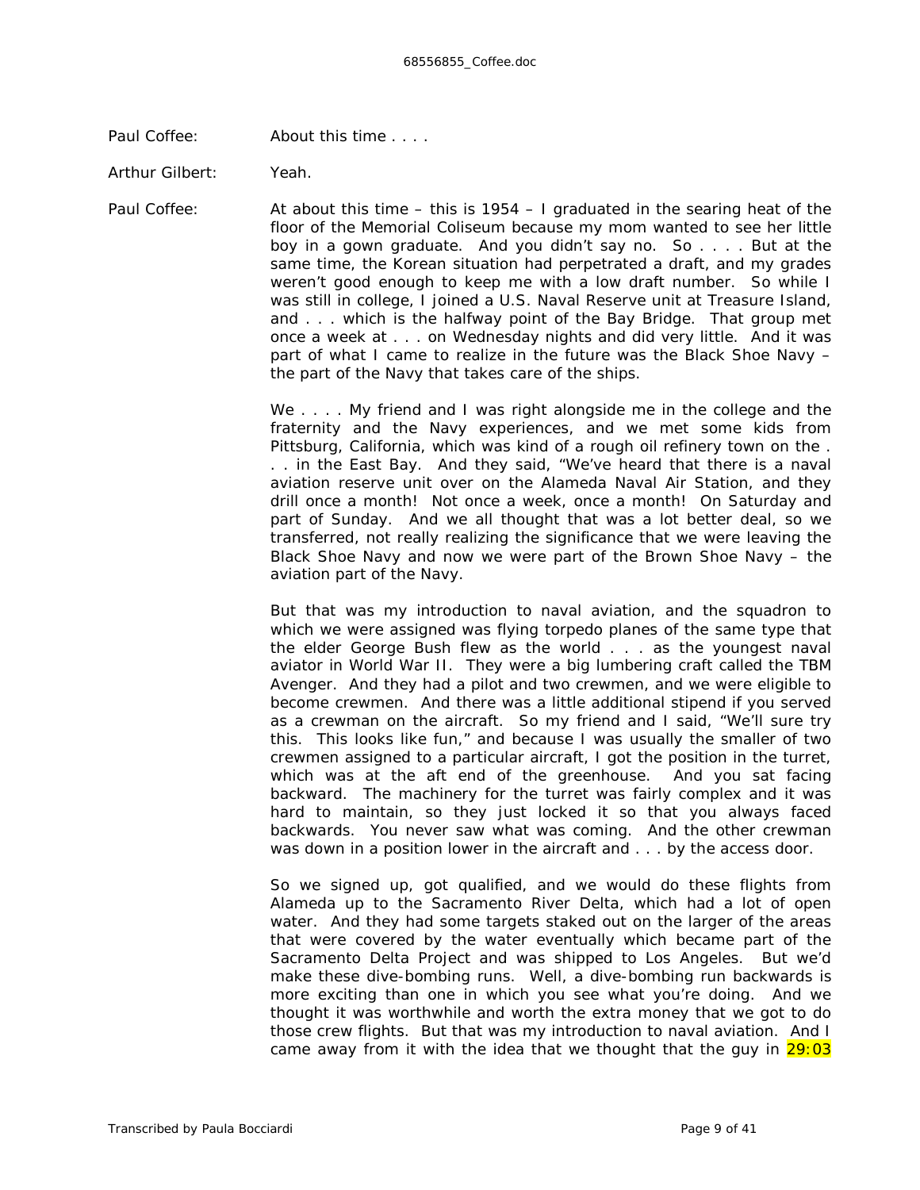Paul Coffee: About this time . . . .

Arthur Gilbert: Yeah.

Paul Coffee: At about this time – this is 1954 – I graduated in the searing heat of the floor of the Memorial Coliseum because my mom wanted to see her little boy in a gown graduate. And you didn't say no. So . . . . But at the same time, the Korean situation had perpetrated a draft, and my grades weren't good enough to keep me with a low draft number. So while I was still in college, I joined a U.S. Naval Reserve unit at Treasure Island, and . . . which is the halfway point of the Bay Bridge. That group met once a week at . . . on Wednesday nights and did very little. And it was part of what I came to realize in the future was the Black Shoe Navy – the part of the Navy that takes care of the ships.

We . . . . My friend and I was right alongside me in the college and the fraternity and the Navy experiences, and we met some kids from Pittsburg, California, which was kind of a rough oil refinery town on the . . . in the East Bay. And they said, "We've heard that there is a naval aviation reserve unit over on the Alameda Naval Air Station, and they drill once a month! Not once a week, once a month! On Saturday and part of Sunday. And we all thought that was a lot better deal, so we transferred, not really realizing the significance that we were leaving the Black Shoe Navy and now we were part of the Brown Shoe Navy – the aviation part of the Navy.

But that was my introduction to naval aviation, and the squadron to which we were assigned was flying torpedo planes of the same type that the elder George Bush flew as the world . . . as the youngest naval aviator in World War II. They were a big lumbering craft called the TBM Avenger. And they had a pilot and two crewmen, and we were eligible to become crewmen. And there was a little additional stipend if you served as a crewman on the aircraft. So my friend and I said, "We'll sure try this. This looks like fun," and because I was usually the smaller of two crewmen assigned to a particular aircraft, I got the position in the turret, which was at the aft end of the greenhouse. And you sat facing backward. The machinery for the turret was fairly complex and it was hard to maintain, so they just locked it so that you always faced backwards. You never saw what was coming. And the other crewman was down in a position lower in the aircraft and . . . by the access door.

So we signed up, got qualified, and we would do these flights from Alameda up to the Sacramento River Delta, which had a lot of open water. And they had some targets staked out on the larger of the areas that were covered by the water eventually which became part of the Sacramento Delta Project and was shipped to Los Angeles. But we'd make these dive-bombing runs. Well, a dive-bombing run backwards is more exciting than one in which you see what you're doing. And we thought it was worthwhile and worth the extra money that we got to do those crew flights. But that was my introduction to naval aviation. And I came away from it with the idea that we thought that the guy in 29:03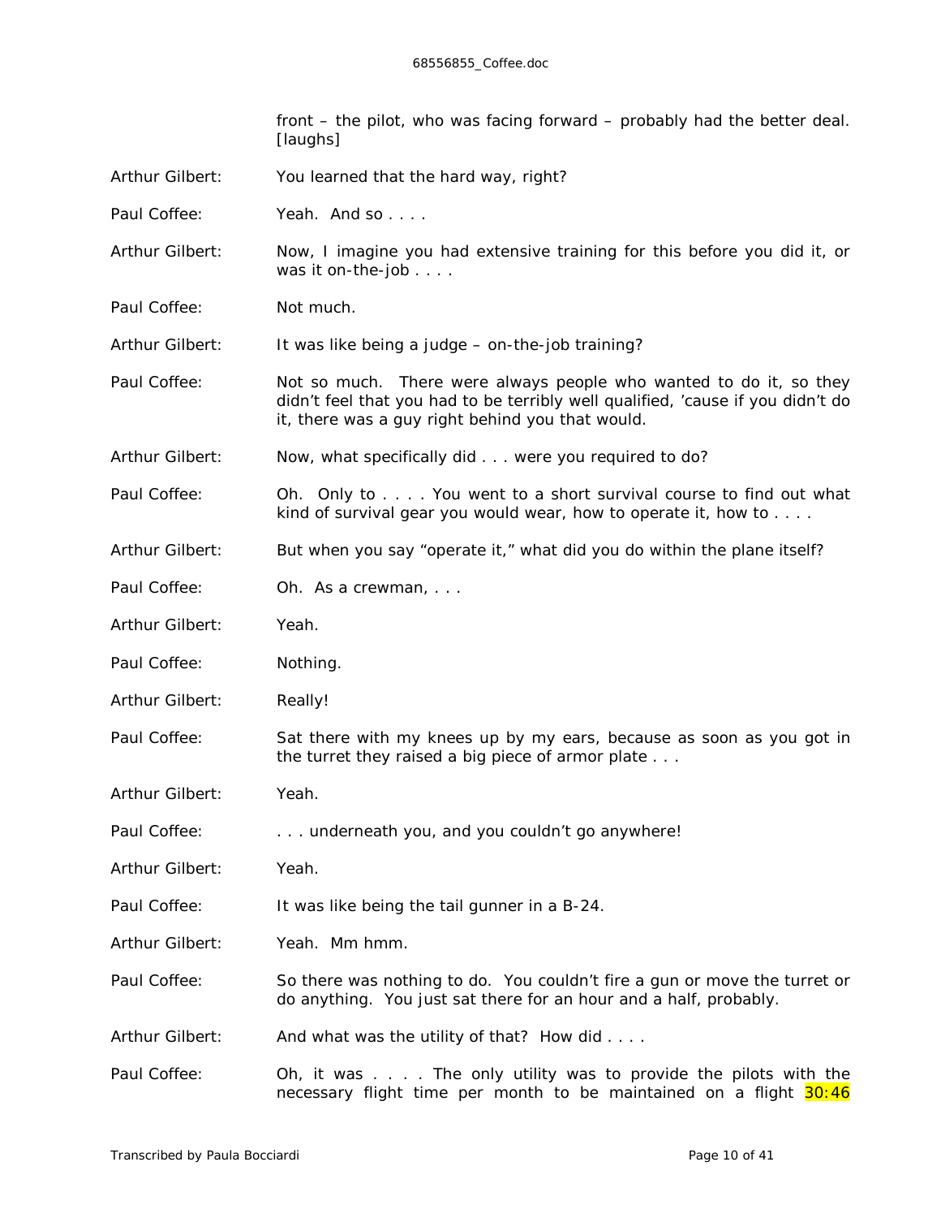front – the pilot, who was facing forward – probably had the better deal. [laughs]

Arthur Gilbert: You learned that the hard way, right?

Paul Coffee: Yeah. And so . . . .

Arthur Gilbert: Now, I imagine you had extensive training for this before you did it, or was it on-the-job . . . .

Paul Coffee: Not much.

Arthur Gilbert: It was like being a judge – on-the-job training?

Paul Coffee: Not so much. There were always people who wanted to do it, so they didn't feel that you had to be terribly well qualified, 'cause if you didn't do it, there was a guy right behind you that would.

Arthur Gilbert: Now, what specifically did . . . were you required to do?

Paul Coffee: Oh. Only to . . . . You went to a short survival course to find out what kind of survival gear you would wear, how to operate it, how to . . . .

Arthur Gilbert: But when you say "operate it," what did you do within the plane itself?

Paul Coffee: Oh. As a crewman, . . .

Arthur Gilbert: Yeah.

Paul Coffee: Nothing.

Arthur Gilbert: Really!

Paul Coffee: Sat there with my knees up by my ears, because as soon as you got in the turret they raised a big piece of armor plate . . .

Arthur Gilbert: Yeah.

Paul Coffee: . . . underneath you, and you couldn't go anywhere!

Arthur Gilbert: Yeah.

Paul Coffee: It was like being the tail gunner in a B-24.

Arthur Gilbert: Yeah. Mm hmm.

Paul Coffee: So there was nothing to do. You couldn't fire a gun or move the turret or do anything. You just sat there for an hour and a half, probably.

Arthur Gilbert: And what was the utility of that? How did . . . .

Paul Coffee: Oh, it was . . . . The only utility was to provide the pilots with the necessary flight time per month to be maintained on a flight 30:46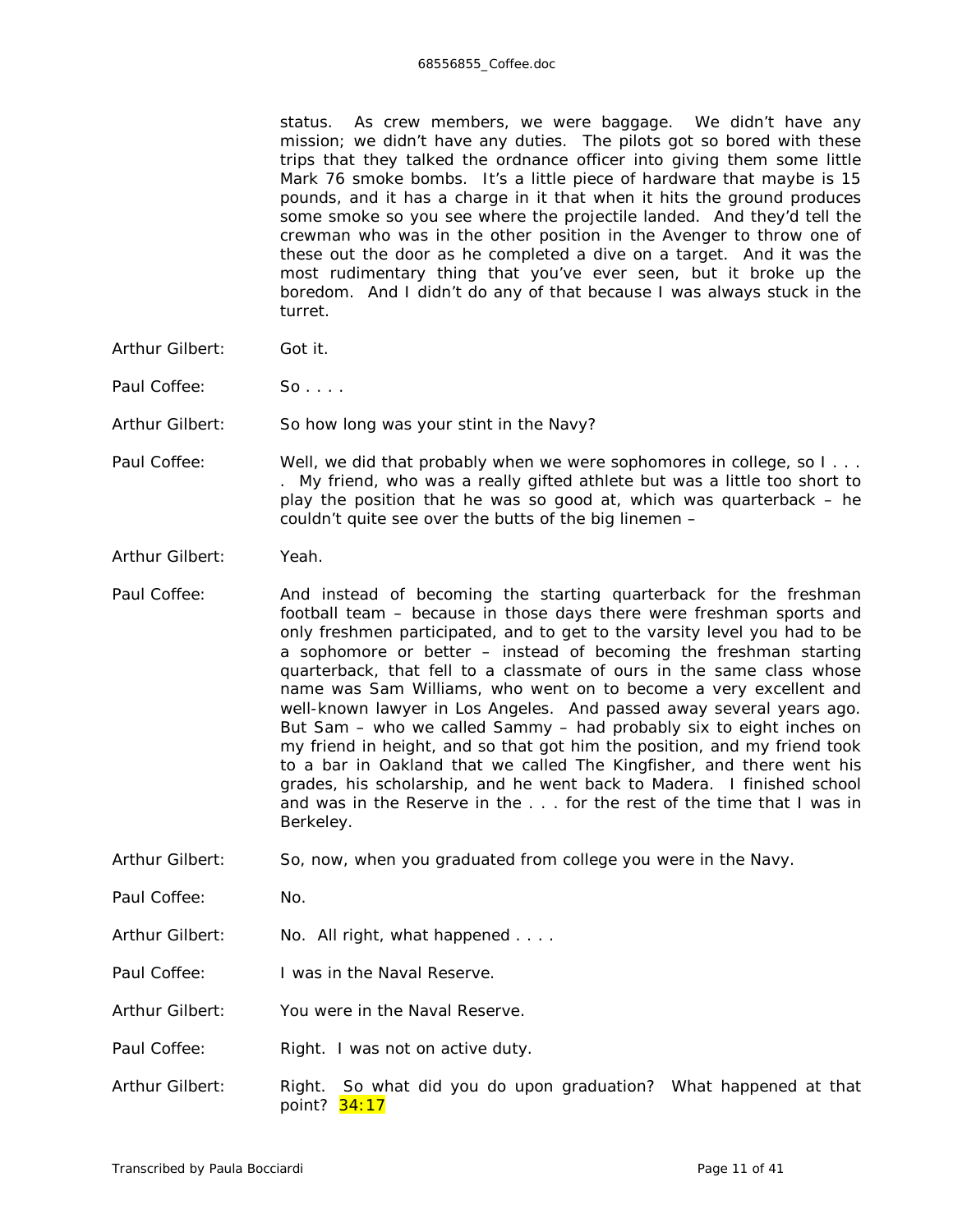status. As crew members, we were baggage. We didn't have any mission; we didn't have any duties. The pilots got so bored with these trips that they talked the ordnance officer into giving them some little Mark 76 smoke bombs. It's a little piece of hardware that maybe is 15 pounds, and it has a charge in it that when it hits the ground produces some smoke so you see where the projectile landed. And they'd tell the crewman who was in the other position in the Avenger to throw one of these out the door as he completed a dive on a target. And it was the most rudimentary thing that you've ever seen, but it broke up the boredom. And I didn't do any of that because I was always stuck in the turret.

Arthur Gilbert: Got it.

Paul Coffee: So . . . .

Arthur Gilbert: So how long was your stint in the Navy?

Paul Coffee: Well, we did that probably when we were sophomores in college, so I . . . . My friend, who was a really gifted athlete but was a little too short to play the position that he was so good at, which was quarterback – he couldn't quite see over the butts of the big linemen –

Arthur Gilbert: Yeah.

Paul Coffee: And instead of becoming the starting quarterback for the freshman football team – because in those days there were freshman sports and only freshmen participated, and to get to the varsity level you had to be a sophomore or better – instead of becoming the freshman starting quarterback, that fell to a classmate of ours in the same class whose name was Sam Williams, who went on to become a very excellent and well-known lawyer in Los Angeles. And passed away several years ago. But Sam – who we called Sammy – had probably six to eight inches on my friend in height, and so that got him the position, and my friend took to a bar in Oakland that we called The Kingfisher, and there went his grades, his scholarship, and he went back to Madera. I finished school and was in the Reserve in the . . . for the rest of the time that I was in Berkeley.

Arthur Gilbert: So, now, when you graduated from college you were in the Navy.

Paul Coffee: No.

Arthur Gilbert: No. All right, what happened . . . .

Paul Coffee: I was in the Naval Reserve.

Arthur Gilbert: You were in the Naval Reserve.

Paul Coffee: Right. I was not on active duty.

Arthur Gilbert: Right. So what did you do upon graduation? What happened at that point? 34:17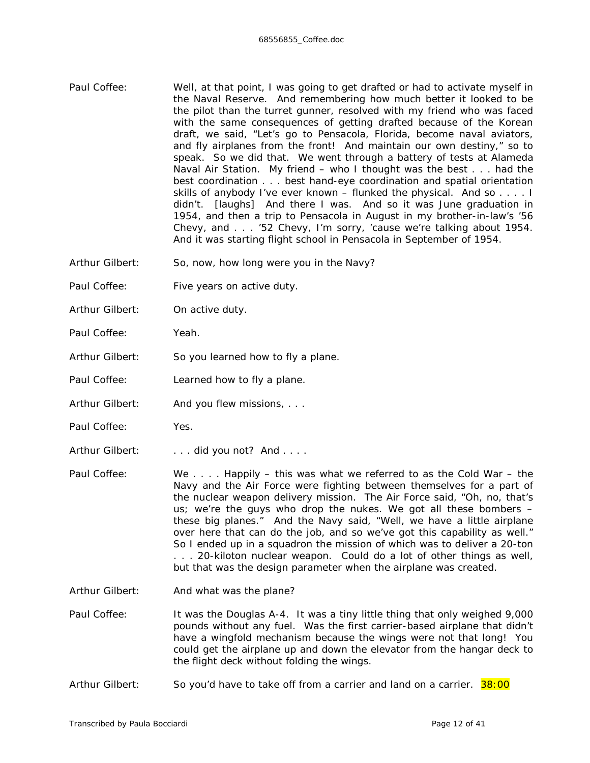Paul Coffee: Well, at that point, I was going to get drafted or had to activate myself in the Naval Reserve. And remembering how much better it looked to be the pilot than the turret gunner, resolved with my friend who was faced with the same consequences of getting drafted because of the Korean draft, we said, "Let's go to Pensacola, Florida, become naval aviators, and fly airplanes from the front! And maintain our own destiny," so to speak. So we did that. We went through a battery of tests at Alameda Naval Air Station. My friend – who I thought was the best . . . had the best coordination . . . best hand-eye coordination and spatial orientation skills of anybody I've ever known – flunked the physical. And so . . . . I didn't. [laughs] And there I was. And so it was June graduation in 1954, and then a trip to Pensacola in August in my brother-in-law's '56 Chevy, and . . . '52 Chevy, I'm sorry, 'cause we're talking about 1954. And it was starting flight school in Pensacola in September of 1954.

Arthur Gilbert: So, now, how long were you in the Navy?

Paul Coffee: Five years on active duty.

Arthur Gilbert: On active duty.

Paul Coffee: Yeah.

Arthur Gilbert: So you learned how to fly a plane.

Paul Coffee: Learned how to fly a plane.

Arthur Gilbert: And you flew missions, . . .

Paul Coffee: Yes.

Arthur Gilbert: . . . did you not? And . . . .

Paul Coffee: We . . . . Happily – this was what we referred to as the Cold War – the Navy and the Air Force were fighting between themselves for a part of the nuclear weapon delivery mission. The Air Force said, "Oh, no, that's us; we're the guys who drop the nukes. We got all these bombers – these big planes." And the Navy said, "Well, we have a little airplane over here that can do the job, and so we've got this capability as well." So I ended up in a squadron the mission of which was to deliver a 20-ton . . . 20-kiloton nuclear weapon. Could do a lot of other things as well, but that was the design parameter when the airplane was created.

Arthur Gilbert: And what was the plane?

Paul Coffee: It was the Douglas A-4. It was a tiny little thing that only weighed 9,000 pounds without any fuel. Was the first carrier-based airplane that didn't have a wingfold mechanism because the wings were not that long! You could get the airplane up and down the elevator from the hangar deck to the flight deck without folding the wings.

Arthur Gilbert: So you'd have to take off from a carrier and land on a carrier. 38:00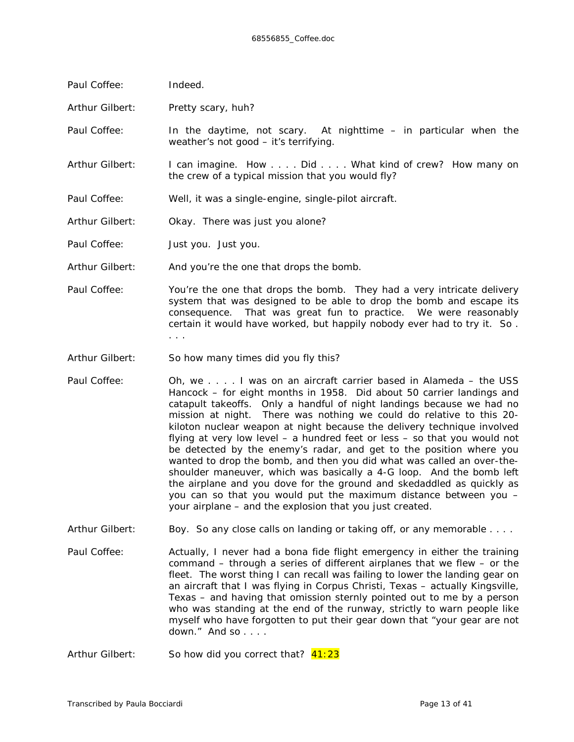Paul Coffee: Indeed.

Arthur Gilbert: Pretty scary, huh?

Paul Coffee: In the daytime, not scary. At nighttime – in particular when the weather's not good – it's terrifying.

Arthur Gilbert: I can imagine. How . . . . Did . . . . What kind of crew? How many on the crew of a typical mission that you would fly?

Paul Coffee: Well, it was a single-engine, single-pilot aircraft.

Arthur Gilbert: Okay. There was just you alone?

Paul Coffee: Just you. Just you.

Arthur Gilbert: And you're the one that drops the bomb.

Paul Coffee: You're the one that drops the bomb. They had a very intricate delivery system that was designed to be able to drop the bomb and escape its consequence. That was great fun to practice. We were reasonably certain it would have worked, but happily nobody ever had to try it. So . . . .

Arthur Gilbert: So how many times did you fly this?

Paul Coffee: Oh, we . . . . I was on an aircraft carrier based in Alameda – the USS Hancock – for eight months in 1958. Did about 50 carrier landings and catapult takeoffs. Only a handful of night landings because we had no mission at night. There was nothing we could do relative to this 20-kiloton nuclear weapon at night because the delivery technique involved flying at very low level – a hundred feet or less – so that you would not be detected by the enemy's radar, and get to the position where you wanted to drop the bomb, and then you did what was called an over-the-shoulder maneuver, which was basically a 4-G loop. And the bomb left the airplane and you dove for the ground and skedaddled as quickly as you can so that you would put the maximum distance between you – your airplane – and the explosion that you just created.

Arthur Gilbert: Boy. So any close calls on landing or taking off, or any memorable . . . .

Paul Coffee: Actually, I never had a bona fide flight emergency in either the training command – through a series of different airplanes that we flew – or the fleet. The worst thing I can recall was failing to lower the landing gear on an aircraft that I was flying in Corpus Christi, Texas – actually Kingsville, Texas – and having that omission sternly pointed out to me by a person who was standing at the end of the runway, strictly to warn people like myself who have forgotten to put their gear down that "your gear are not down." And so . . . .

Arthur Gilbert: So how did you correct that? 41:23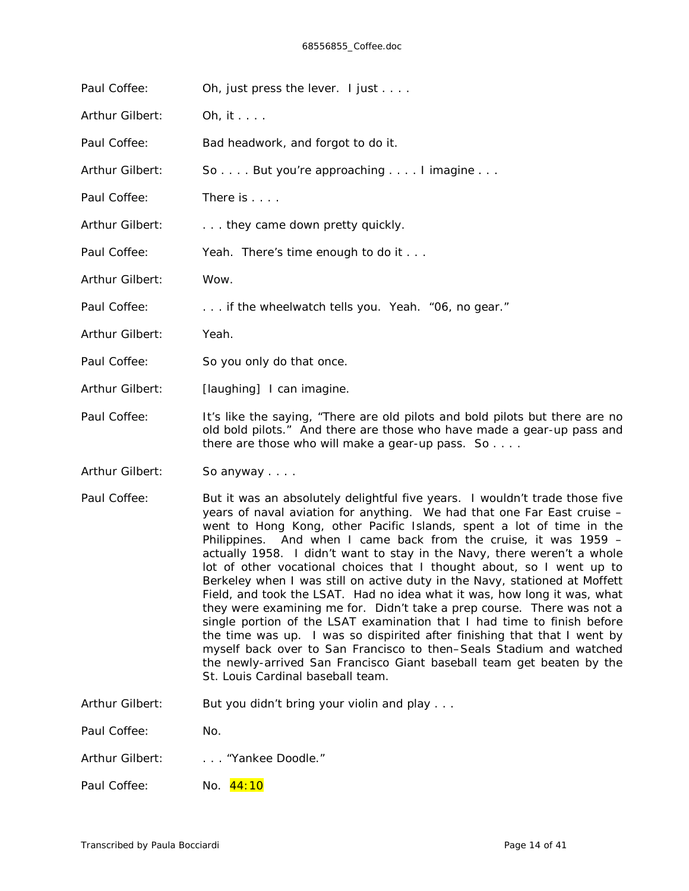Paul Coffee: Oh, just press the lever. I just . . . .

Arthur Gilbert: Oh, it . . . .

Paul Coffee: Bad headwork, and forgot to do it.

Arthur Gilbert: So . . . . But you're approaching . . . . I imagine . . .

Paul Coffee: There is . . . .

Arthur Gilbert: . . . they came down pretty quickly.

Paul Coffee: Yeah. There's time enough to do it . . .

Arthur Gilbert: Wow.

Paul Coffee: . . . if the wheelwatch tells you. Yeah. "06, no gear."

Arthur Gilbert: Yeah.

Paul Coffee: So you only do that once.

Arthur Gilbert: [laughing] I can imagine.

Paul Coffee: It's like the saying, "There are old pilots and bold pilots but there are no old bold pilots." And there are those who have made a gear-up pass and there are those who will make a gear-up pass. So . . . .

Arthur Gilbert: So anyway . . . .

Paul Coffee: But it was an absolutely delightful five years. I wouldn't trade those five years of naval aviation for anything. We had that one Far East cruise – went to Hong Kong, other Pacific Islands, spent a lot of time in the Philippines. And when I came back from the cruise, it was 1959 – actually 1958. I didn't want to stay in the Navy, there weren't a whole lot of other vocational choices that I thought about, so I went up to Berkeley when I was still on active duty in the Navy, stationed at Moffett Field, and took the LSAT. Had no idea what it was, how long it was, what they were examining me for. Didn't take a prep course. There was not a single portion of the LSAT examination that I had time to finish before the time was up. I was so dispirited after finishing that that I went by myself back over to San Francisco to then–Seals Stadium and watched the newly-arrived San Francisco Giant baseball team get beaten by the St. Louis Cardinal baseball team.

Arthur Gilbert: But you didn't bring your violin and play . . .

Paul Coffee: No.

Arthur Gilbert: . . . "Yankee Doodle."

Paul Coffee: No. 44:10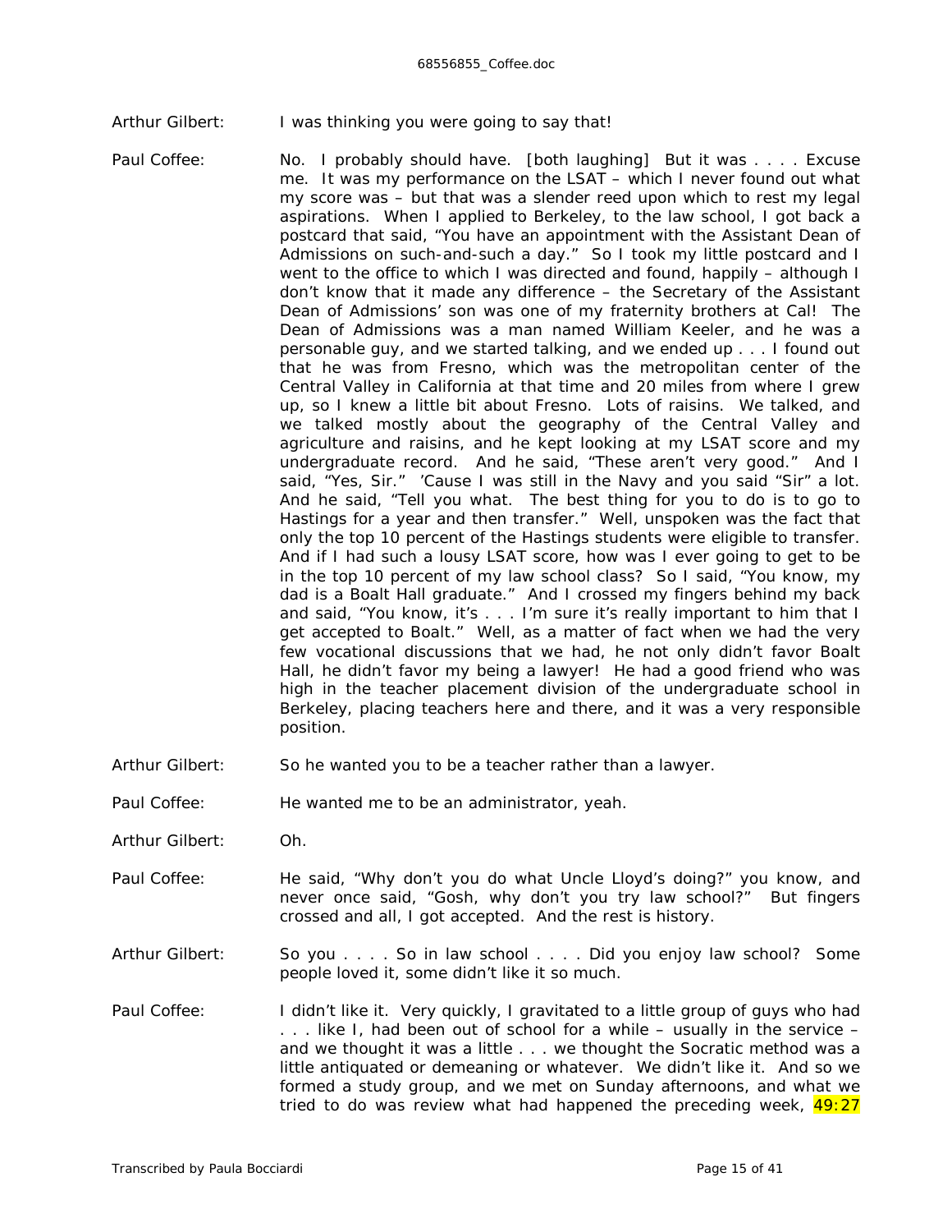Arthur Gilbert: I was thinking you were going to say that!

Paul Coffee: No. I probably should have. [both laughing] But it was . . . . Excuse me. It was my performance on the LSAT – which I never found out what my score was – but that was a slender reed upon which to rest my legal aspirations. When I applied to Berkeley, to the law school, I got back a postcard that said, "You have an appointment with the Assistant Dean of Admissions on such-and-such a day." So I took my little postcard and I went to the office to which I was directed and found, happily – although I don't know that it made any difference – the Secretary of the Assistant Dean of Admissions' son was one of my fraternity brothers at Cal! The Dean of Admissions was a man named William Keeler, and he was a personable guy, and we started talking, and we ended up . . . I found out that he was from Fresno, which was the metropolitan center of the Central Valley in California at that time and 20 miles from where I grew up, so I knew a little bit about Fresno. Lots of raisins. We talked, and we talked mostly about the geography of the Central Valley and agriculture and raisins, and he kept looking at my LSAT score and my undergraduate record. And he said, "These aren't very good." And I said, "Yes, Sir." 'Cause I was still in the Navy and you said "Sir" a lot. And he said, "Tell you what. The best thing for you to do is to go to Hastings for a year and then transfer." Well, unspoken was the fact that only the top 10 percent of the Hastings students were eligible to transfer. And if I had such a lousy LSAT score, how was I ever going to get to be in the top 10 percent of my law school class? So I said, "You know, my dad is a Boalt Hall graduate." And I crossed my fingers behind my back and said, "You know, it's . . . I'm sure it's really important to him that I get accepted to Boalt." Well, as a matter of fact when we had the very few vocational discussions that we had, he not only didn't favor Boalt Hall, he didn't favor my being a lawyer! He had a good friend who was high in the teacher placement division of the undergraduate school in Berkeley, placing teachers here and there, and it was a very responsible position.

Arthur Gilbert: So he wanted you to be a teacher rather than a lawyer.

Paul Coffee: He wanted me to be an administrator, yeah.

Arthur Gilbert: Oh.

Paul Coffee: He said, "Why don't you do what Uncle Lloyd's doing?" you know, and never once said, "Gosh, why don't you try law school?" But fingers crossed and all, I got accepted. And the rest is history.

Arthur Gilbert: So you . . . . So in law school . . . . Did you enjoy law school? Some people loved it, some didn't like it so much.

Paul Coffee: I didn't like it. Very quickly, I gravitated to a little group of guys who had . . . like I, had been out of school for a while – usually in the service – and we thought it was a little . . . we thought the Socratic method was a little antiquated or demeaning or whatever. We didn't like it. And so we formed a study group, and we met on Sunday afternoons, and what we tried to do was review what had happened the preceding week, 49:27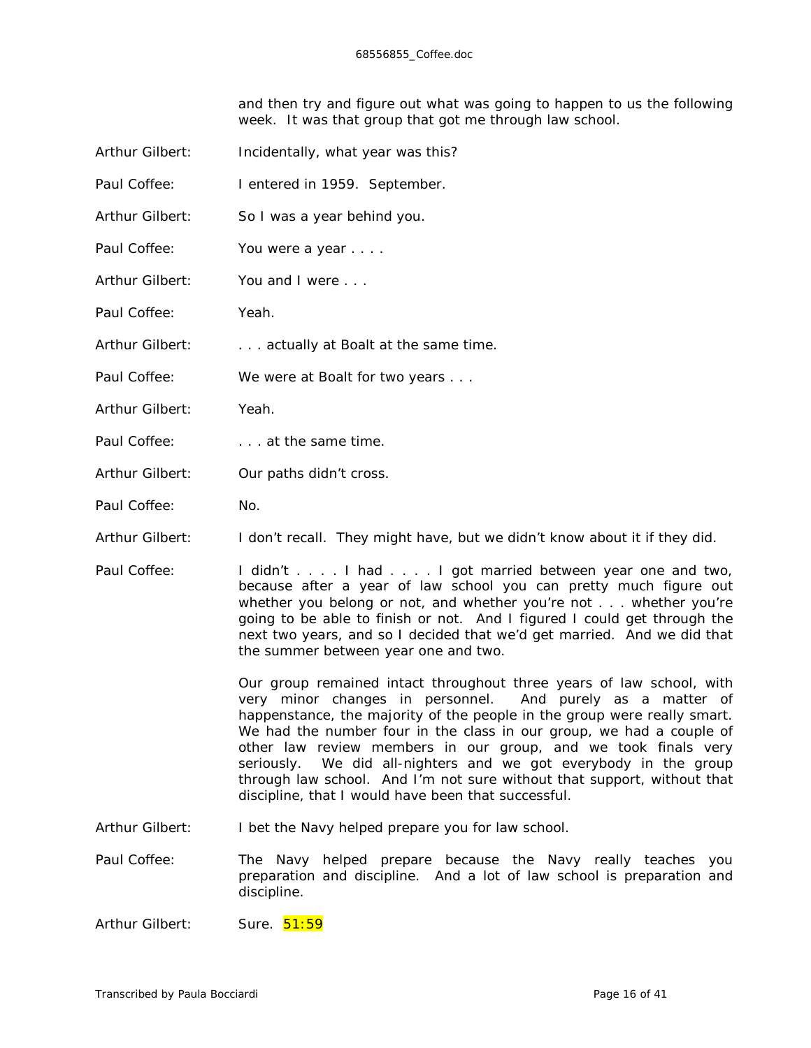and then try and figure out what was going to happen to us the following week. It was that group that got me through law school.

Arthur Gilbert: Incidentally, what year was this?

Paul Coffee: I entered in 1959. September.

Arthur Gilbert: So I was a year behind you.

Paul Coffee: You were a year . . . .

Arthur Gilbert: You and I were . . .

Paul Coffee: Yeah.

Arthur Gilbert: . . . actually at Boalt at the same time.

Paul Coffee: We were at Boalt for two years . . .

Arthur Gilbert: Yeah.

Paul Coffee: . . . at the same time.

Arthur Gilbert: Our paths didn't cross.

Paul Coffee: No.

Arthur Gilbert: I don't recall. They might have, but we didn't know about it if they did.

Paul Coffee: I didn't . . . . I had . . . . I got married between year one and two, because after a year of law school you can pretty much figure out whether you belong or not, and whether you're not . . . whether you're going to be able to finish or not. And I figured I could get through the next two years, and so I decided that we'd get married. And we did that the summer between year one and two.

Our group remained intact throughout three years of law school, with very minor changes in personnel. And purely as a matter of happenstance, the majority of the people in the group were really smart. We had the number four in the class in our group, we had a couple of other law review members in our group, and we took finals very seriously. We did all-nighters and we got everybody in the group through law school. And I'm not sure without that support, without that discipline, that I would have been that successful.

Arthur Gilbert: I bet the Navy helped prepare you for law school.

Paul Coffee: The Navy helped prepare because the Navy really teaches you preparation and discipline. And a lot of law school is preparation and discipline.

Arthur Gilbert: Sure. 51:59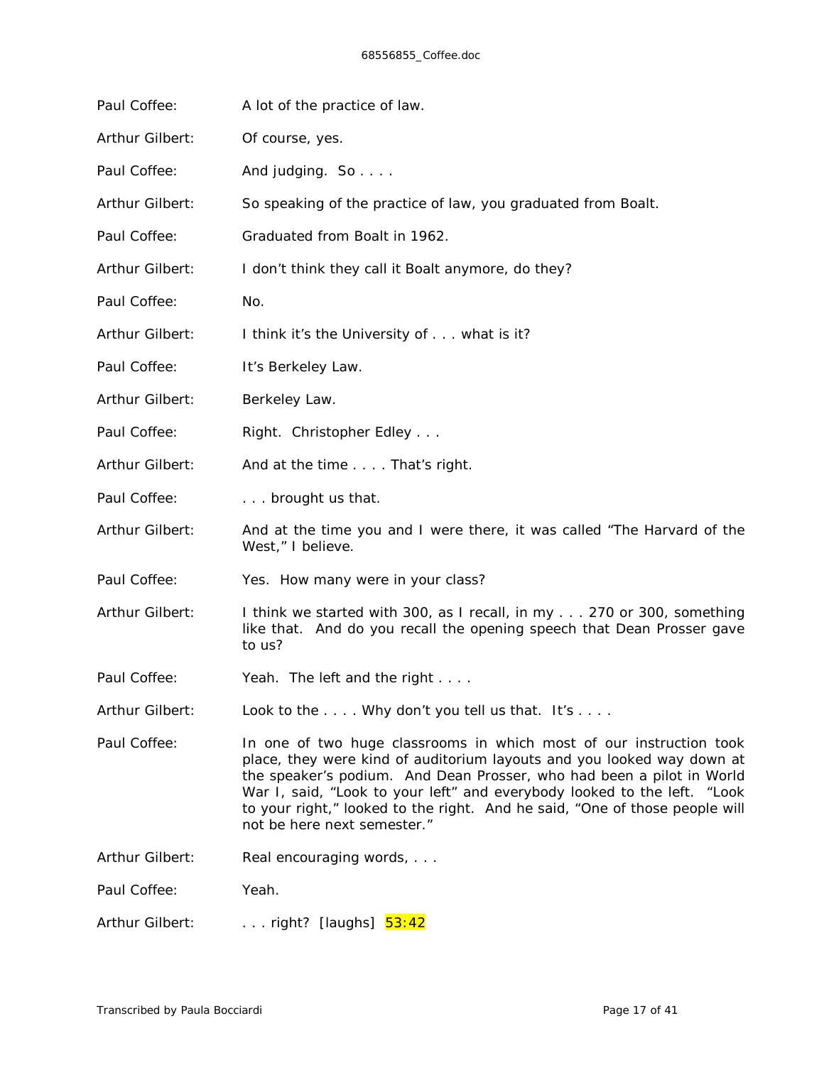Paul Coffee: A lot of the practice of law.

Arthur Gilbert: Of course, yes.

Paul Coffee: And judging. So . . . .

Arthur Gilbert: So speaking of the practice of law, you graduated from Boalt.

Paul Coffee: Graduated from Boalt in 1962.

Arthur Gilbert: I don't think they call it Boalt anymore, do they?

Paul Coffee: No.

Arthur Gilbert: I think it's the University of . . . what is it?

Paul Coffee: It's Berkeley Law.

Arthur Gilbert: Berkeley Law.

Paul Coffee: Right. Christopher Edley . . .

Arthur Gilbert: And at the time . . . . That's right.

Paul Coffee: . . . brought us that.

Arthur Gilbert: And at the time you and I were there, it was called "The Harvard of the West," I believe.

Paul Coffee: Yes. How many were in your class?

Arthur Gilbert: I think we started with 300, as I recall, in my . . . 270 or 300, something like that. And do you recall the opening speech that Dean Prosser gave to us?

Paul Coffee: Yeah. The left and the right . . . .

Arthur Gilbert: Look to the . . . . Why don't you tell us that. It's . . . .

Paul Coffee: In one of two huge classrooms in which most of our instruction took place, they were kind of auditorium layouts and you looked way down at the speaker's podium. And Dean Prosser, who had been a pilot in World War I, said, "Look to your left" and everybody looked to the left. "Look to your right," looked to the right. And he said, "One of those people will not be here next semester."

Arthur Gilbert: Real encouraging words, . . .

Paul Coffee: Yeah.

Arthur Gilbert: . . . right? [laughs] 53:42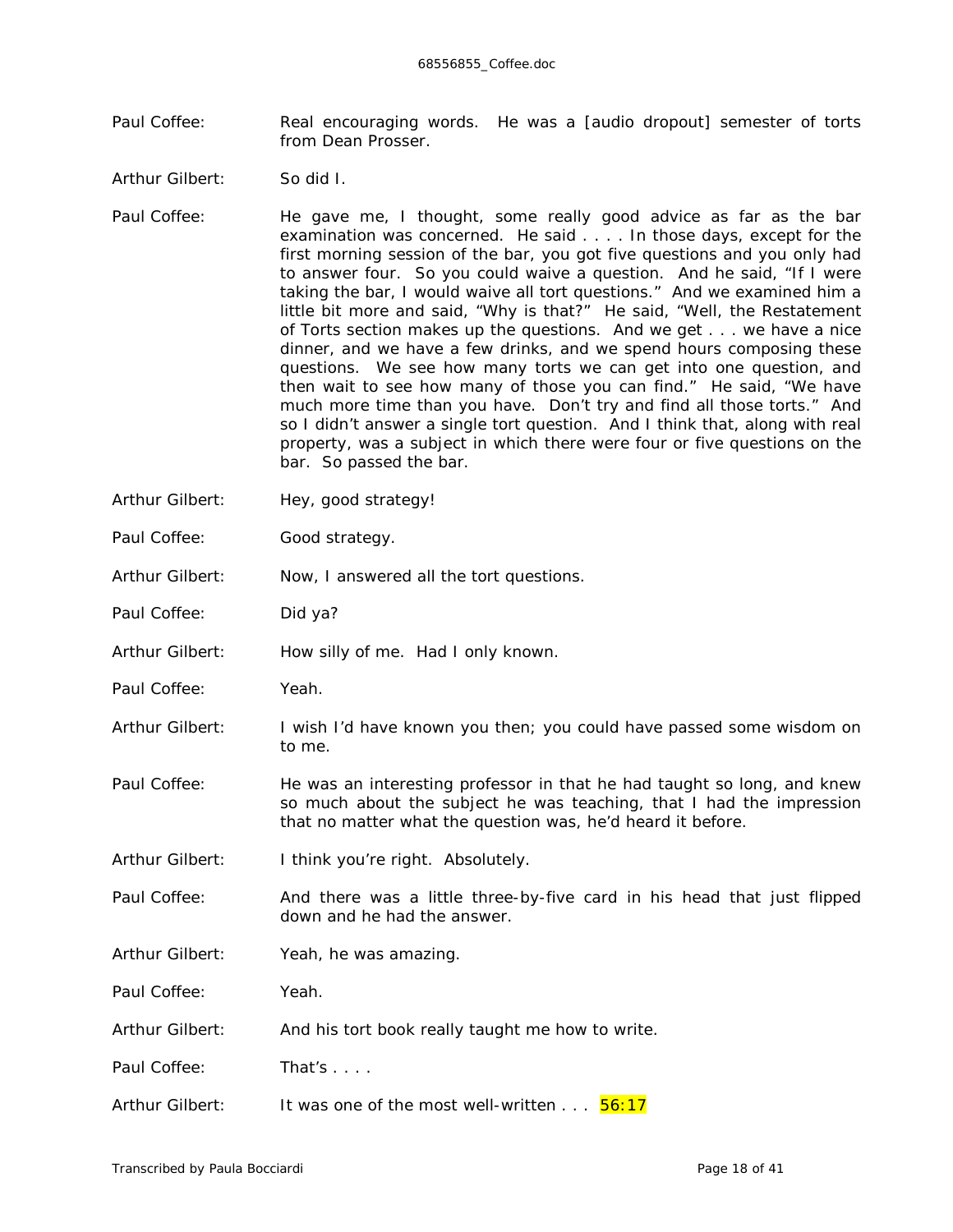Paul Coffee: Real encouraging words. He was a [audio dropout] semester of torts from Dean Prosser.

Arthur Gilbert: So did I.

Paul Coffee: He gave me, I thought, some really good advice as far as the bar examination was concerned. He said . . . . In those days, except for the first morning session of the bar, you got five questions and you only had to answer four. So you could waive a question. And he said, "If I were taking the bar, I would waive all tort questions." And we examined him a little bit more and said, "Why is that?" He said, "Well, the Restatement of Torts section makes up the questions. And we get . . . we have a nice dinner, and we have a few drinks, and we spend hours composing these questions. We see how many torts we can get into one question, and then wait to see how many of those you can find." He said, "We have much more time than you have. Don't try and find all those torts." And so I didn't answer a single tort question. And I think that, along with real property, was a subject in which there were four or five questions on the bar. So passed the bar.

Arthur Gilbert: Hey, good strategy!

Paul Coffee: Good strategy.

Arthur Gilbert: Now, I answered all the tort questions.

Paul Coffee: Did ya?

Arthur Gilbert: How silly of me. Had I only known.

Paul Coffee: Yeah.

Arthur Gilbert: I wish I'd have known you then; you could have passed some wisdom on to me.

Paul Coffee: He was an interesting professor in that he had taught so long, and knew so much about the subject he was teaching, that I had the impression that no matter what the question was, he'd heard it before.

Arthur Gilbert: I think you're right. Absolutely.

Paul Coffee: And there was a little three-by-five card in his head that just flipped down and he had the answer.

Arthur Gilbert: Yeah, he was amazing.

Paul Coffee: Yeah.

Arthur Gilbert: And his tort book really taught me how to write.

Paul Coffee: That's . . . .

Arthur Gilbert: It was one of the most well-written . . . 56:17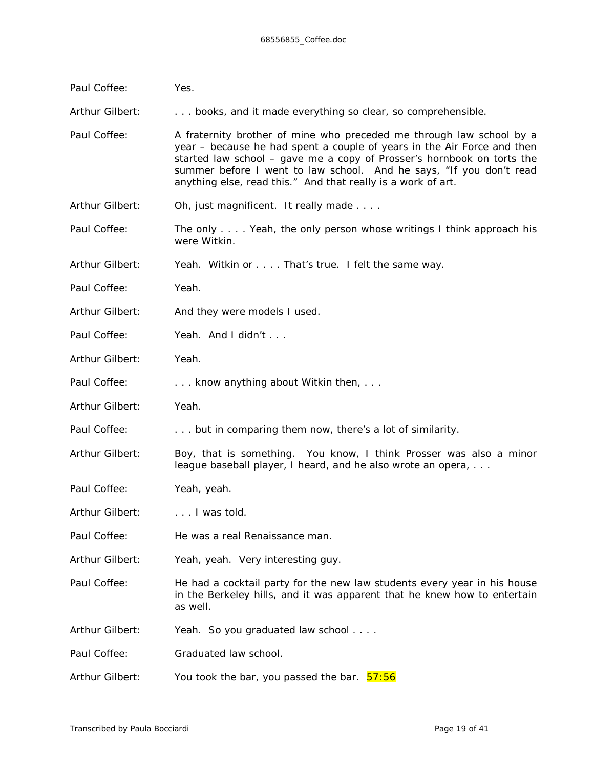Paul Coffee: Yes.

Arthur Gilbert: . . . books, and it made everything so clear, so comprehensible.

Paul Coffee: A fraternity brother of mine who preceded me through law school by a year – because he had spent a couple of years in the Air Force and then started law school – gave me a copy of Prosser's hornbook on torts the summer before I went to law school. And he says, "If you don't read anything else, read this." And that really is a work of art.

Arthur Gilbert: Oh, just magnificent. It really made . . . .

Paul Coffee: The only . . . . Yeah, the only person whose writings I think approach his were Witkin.

Arthur Gilbert: Yeah. Witkin or . . . . That's true. I felt the same way.

Paul Coffee: Yeah.

Arthur Gilbert: And they were models I used.

Paul Coffee: Yeah. And I didn't . . .

Arthur Gilbert: Yeah.

Paul Coffee: . . . know anything about Witkin then, . . .

Arthur Gilbert: Yeah.

Paul Coffee: . . . but in comparing them now, there's a lot of similarity.

Arthur Gilbert: Boy, that is something. You know, I think Prosser was also a minor league baseball player, I heard, and he also wrote an opera, . . .

Paul Coffee: Yeah, yeah.

Arthur Gilbert: . . . I was told.

Paul Coffee: He was a real Renaissance man.

Arthur Gilbert: Yeah, yeah. Very interesting guy.

Paul Coffee: He had a cocktail party for the new law students every year in his house in the Berkeley hills, and it was apparent that he knew how to entertain as well.

Arthur Gilbert: Yeah. So you graduated law school . . . .

Paul Coffee: Graduated law school.

Arthur Gilbert: You took the bar, you passed the bar. 57:56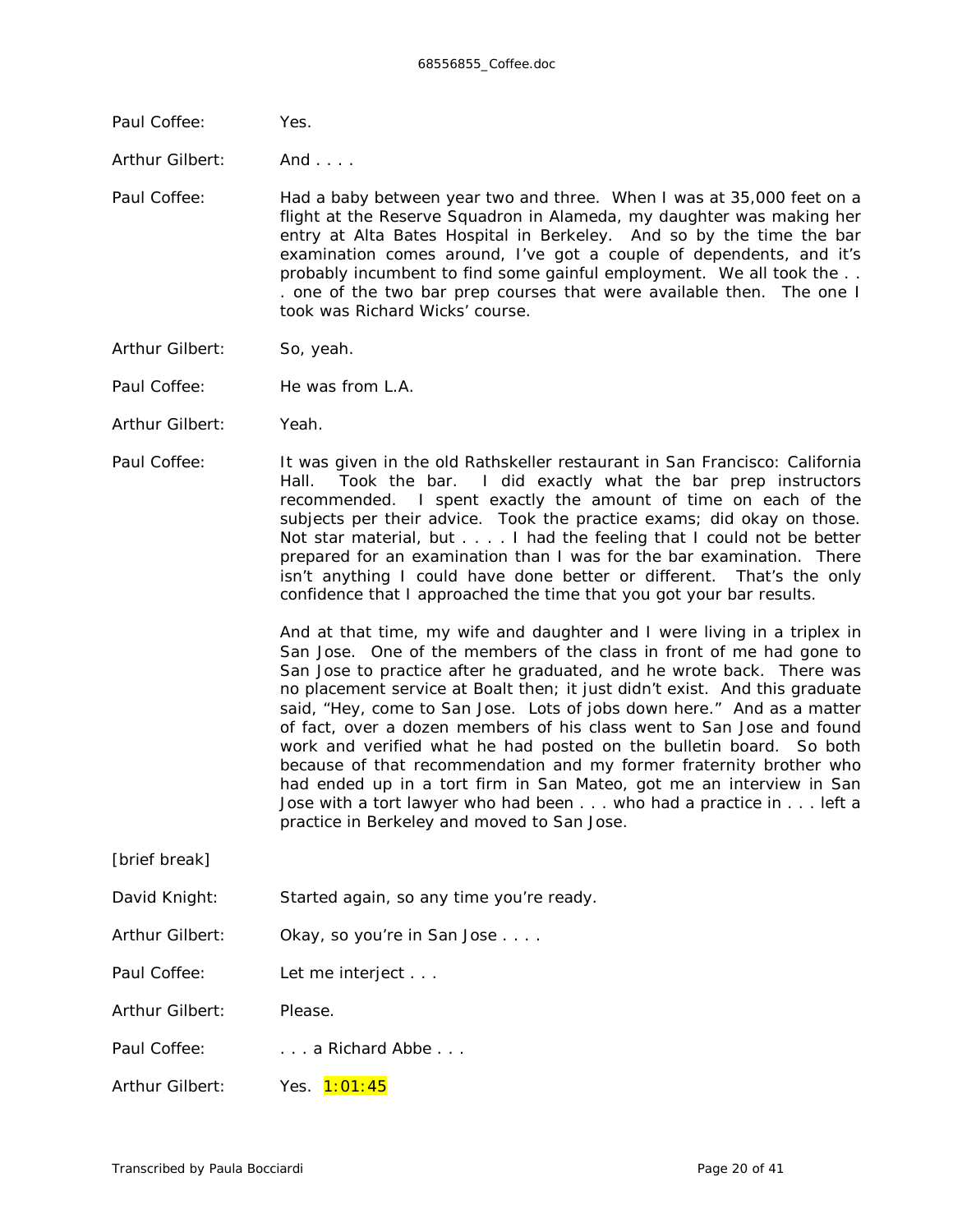Paul Coffee: Yes.

Arthur Gilbert: And . . . .

Paul Coffee: Had a baby between year two and three. When I was at 35,000 feet on a flight at the Reserve Squadron in Alameda, my daughter was making her entry at Alta Bates Hospital in Berkeley. And so by the time the bar examination comes around, I've got a couple of dependents, and it's probably incumbent to find some gainful employment. We all took the . . . one of the two bar prep courses that were available then. The one I took was Richard Wicks' course.

Arthur Gilbert: So, yeah.

Paul Coffee: He was from L.A.

Arthur Gilbert: Yeah.

Paul Coffee: It was given in the old Rathskeller restaurant in San Francisco: California Hall. Took the bar. I did exactly what the bar prep instructors recommended. I spent exactly the amount of time on each of the subjects per their advice. Took the practice exams; did okay on those. Not star material, but . . . . I had the feeling that I could not be better prepared for an examination than I was for the bar examination. There isn't anything I could have done better or different. That's the only confidence that I approached the time that you got your bar results.

And at that time, my wife and daughter and I were living in a triplex in San Jose. One of the members of the class in front of me had gone to San Jose to practice after he graduated, and he wrote back. There was no placement service at Boalt then; it just didn't exist. And this graduate said, "Hey, come to San Jose. Lots of jobs down here." And as a matter of fact, over a dozen members of his class went to San Jose and found work and verified what he had posted on the bulletin board. So both because of that recommendation and my former fraternity brother who had ended up in a tort firm in San Mateo, got me an interview in San Jose with a tort lawyer who had been . . . who had a practice in . . . left a practice in Berkeley and moved to San Jose.

[brief break]

David Knight: Started again, so any time you're ready.

Arthur Gilbert: Okay, so you're in San Jose . . . .

Paul Coffee: Let me interject . . .

Arthur Gilbert: Please.

Paul Coffee: . . . a Richard Abbe . . .

Arthur Gilbert: Yes. 1:01:45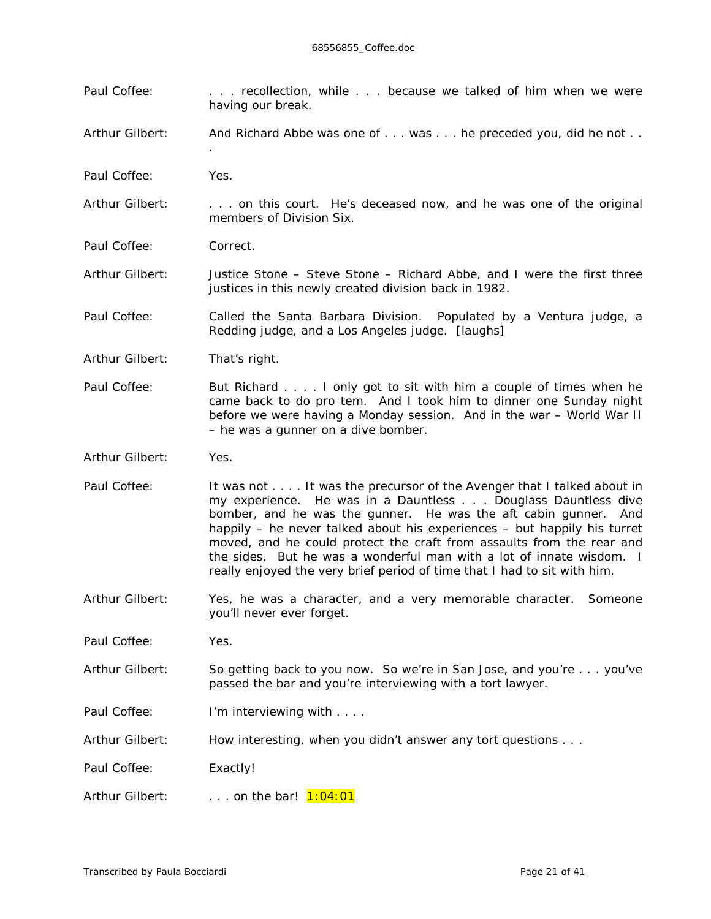**Paul Coffee:** . . . recollection, while . . . because we talked of him when we were having our break.

**Arthur Gilbert:** And Richard Abbe was one of . . . was . . . he preceded you, did he not . . .

**Paul Coffee:** Yes.

**Arthur Gilbert:** . . . on this court. He's deceased now, and he was one of the original members of Division Six.

**Paul Coffee:** Correct.

**Arthur Gilbert:** Justice Stone – Steve Stone – Richard Abbe, and I were the first three justices in this newly created division back in 1982.

**Paul Coffee:** Called the Santa Barbara Division. Populated by a Ventura judge, a Redding judge, and a Los Angeles judge. [laughs]

**Arthur Gilbert:** That's right.

**Paul Coffee:** But Richard . . . . I only got to sit with him a couple of times when he came back to do pro tem. And I took him to dinner one Sunday night before we were having a Monday session. And in the war – World War II – he was a gunner on a dive bomber.

**Arthur Gilbert:** Yes.

**Paul Coffee:** It was not . . . . It was the precursor of the Avenger that I talked about in my experience. He was in a Dauntless . . . Douglass Dauntless dive bomber, and he was the gunner. He was the aft cabin gunner. And happily – he never talked about his experiences – but happily his turret moved, and he could protect the craft from assaults from the rear and the sides. But he was a wonderful man with a lot of innate wisdom. I really enjoyed the very brief period of time that I had to sit with him.

**Arthur Gilbert:** Yes, he was a character, and a very memorable character. Someone you'll never ever forget.

**Paul Coffee:** Yes.

**Arthur Gilbert:** So getting back to you now. So we're in San Jose, and you're . . . you've passed the bar and you're interviewing with a tort lawyer.

**Paul Coffee:** I'm interviewing with . . . .

**Arthur Gilbert:** How interesting, when you didn't answer any tort questions . . .

**Paul Coffee:** Exactly!

**Arthur Gilbert:** . . . on the bar! 1:04:01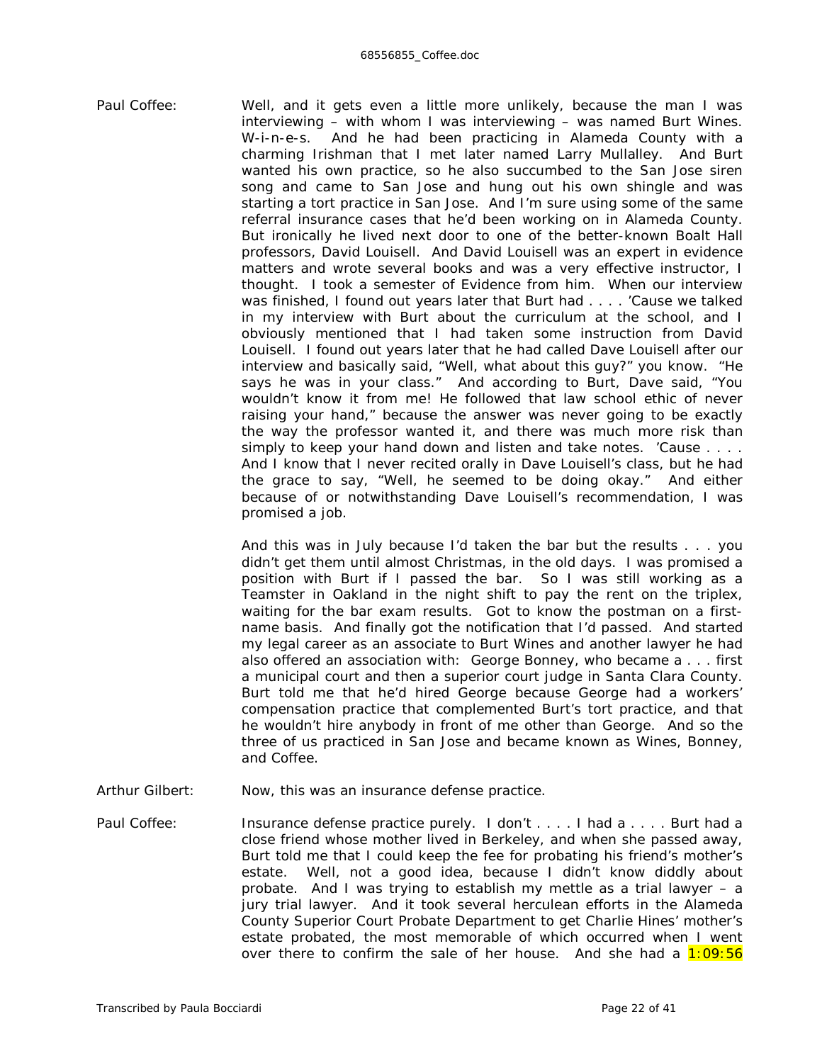Paul Coffee: Well, and it gets even a little more unlikely, because the man I was interviewing – with whom I was interviewing – was named Burt Wines. W-i-n-e-s. And he had been practicing in Alameda County with a charming Irishman that I met later named Larry Mullalley. And Burt wanted his own practice, so he also succumbed to the San Jose siren song and came to San Jose and hung out his own shingle and was starting a tort practice in San Jose. And I'm sure using some of the same referral insurance cases that he'd been working on in Alameda County. But ironically he lived next door to one of the better-known Boalt Hall professors, David Louisell. And David Louisell was an expert in evidence matters and wrote several books and was a very effective instructor, I thought. I took a semester of Evidence from him. When our interview was finished, I found out years later that Burt had . . . . 'Cause we talked in my interview with Burt about the curriculum at the school, and I obviously mentioned that I had taken some instruction from David Louisell. I found out years later that he had called Dave Louisell after our interview and basically said, "Well, what about this guy?" you know. "He says he was in your class." And according to Burt, Dave said, "You wouldn't know it from me! He followed that law school ethic of never raising your hand," because the answer was never going to be exactly the way the professor wanted it, and there was much more risk than simply to keep your hand down and listen and take notes. 'Cause . . . . And I know that I never recited orally in Dave Louisell's class, but he had the grace to say, "Well, he seemed to be doing okay." And either because of or notwithstanding Dave Louisell's recommendation, I was promised a job.

And this was in July because I'd taken the bar but the results . . . you didn't get them until almost Christmas, in the old days. I was promised a position with Burt if I passed the bar. So I was still working as a Teamster in Oakland in the night shift to pay the rent on the triplex, waiting for the bar exam results. Got to know the postman on a first-name basis. And finally got the notification that I'd passed. And started my legal career as an associate to Burt Wines and another lawyer he had also offered an association with: George Bonney, who became a . . . first a municipal court and then a superior court judge in Santa Clara County. Burt told me that he'd hired George because George had a workers' compensation practice that complemented Burt's tort practice, and that he wouldn't hire anybody in front of me other than George. And so the three of us practiced in San Jose and became known as Wines, Bonney, and Coffee.

Arthur Gilbert: Now, this was an insurance defense practice.

Paul Coffee: Insurance defense practice purely. I don't . . . . I had a . . . . Burt had a close friend whose mother lived in Berkeley, and when she passed away, Burt told me that I could keep the fee for probating his friend's mother's estate. Well, not a good idea, because I didn't know diddly about probate. And I was trying to establish my mettle as a trial lawyer – a jury trial lawyer. And it took several herculean efforts in the Alameda County Superior Court Probate Department to get Charlie Hines' mother's estate probated, the most memorable of which occurred when I went over there to confirm the sale of her house. And she had a 1:09:56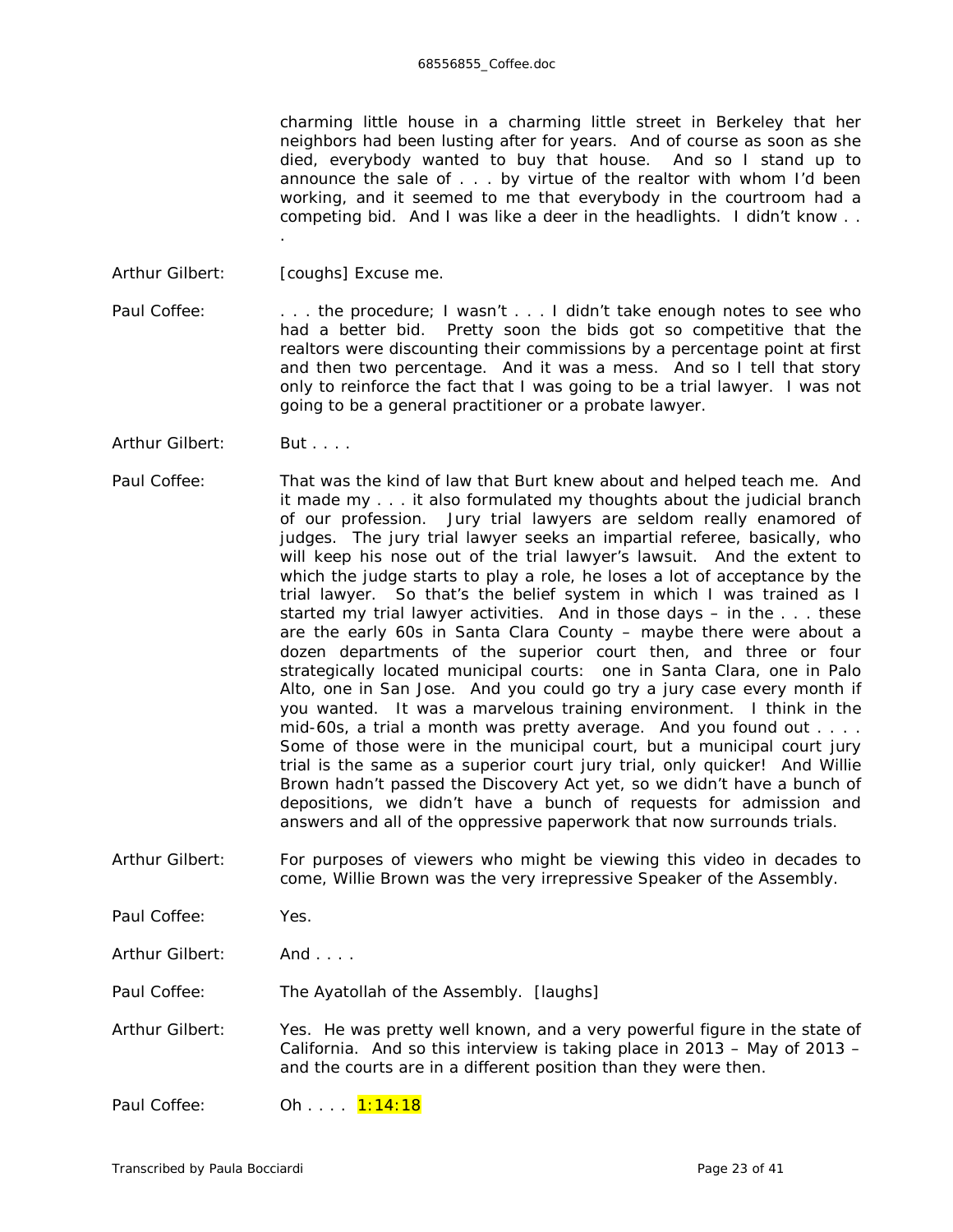charming little house in a charming little street in Berkeley that her neighbors had been lusting after for years. And of course as soon as she died, everybody wanted to buy that house. And so I stand up to announce the sale of . . . by virtue of the realtor with whom I'd been working, and it seemed to me that everybody in the courtroom had a competing bid. And I was like a deer in the headlights. I didn't know . . .

Arthur Gilbert: [coughs] Excuse me.

Paul Coffee: . . . the procedure; I wasn't . . . I didn't take enough notes to see who had a better bid. Pretty soon the bids got so competitive that the realtors were discounting their commissions by a percentage point at first and then two percentage. And it was a mess. And so I tell that story only to reinforce the fact that I was going to be a trial lawyer. I was not going to be a general practitioner or a probate lawyer.

Arthur Gilbert: But . . . .

Paul Coffee: That was the kind of law that Burt knew about and helped teach me. And it made my . . . it also formulated my thoughts about the judicial branch of our profession. Jury trial lawyers are seldom really enamored of judges. The jury trial lawyer seeks an impartial referee, basically, who will keep his nose out of the trial lawyer's lawsuit. And the extent to which the judge starts to play a role, he loses a lot of acceptance by the trial lawyer. So that's the belief system in which I was trained as I started my trial lawyer activities. And in those days – in the . . . these are the early 60s in Santa Clara County – maybe there were about a dozen departments of the superior court then, and three or four strategically located municipal courts: one in Santa Clara, one in Palo Alto, one in San Jose. And you could go try a jury case every month if you wanted. It was a marvelous training environment. I think in the mid-60s, a trial a month was pretty average. And you found out . . . . Some of those were in the municipal court, but a municipal court jury trial is the same as a superior court jury trial, only quicker! And Willie Brown hadn't passed the Discovery Act yet, so we didn't have a bunch of depositions, we didn't have a bunch of requests for admission and answers and all of the oppressive paperwork that now surrounds trials.

Arthur Gilbert: For purposes of viewers who might be viewing this video in decades to come, Willie Brown was the very irrepressive Speaker of the Assembly.

Paul Coffee: Yes.

Arthur Gilbert: And . . . .

Paul Coffee: The Ayatollah of the Assembly. [laughs]

Arthur Gilbert: Yes. He was pretty well known, and a very powerful figure in the state of California. And so this interview is taking place in 2013 – May of 2013 – and the courts are in a different position than they were then.

Paul Coffee: Oh . . . . 1:14:18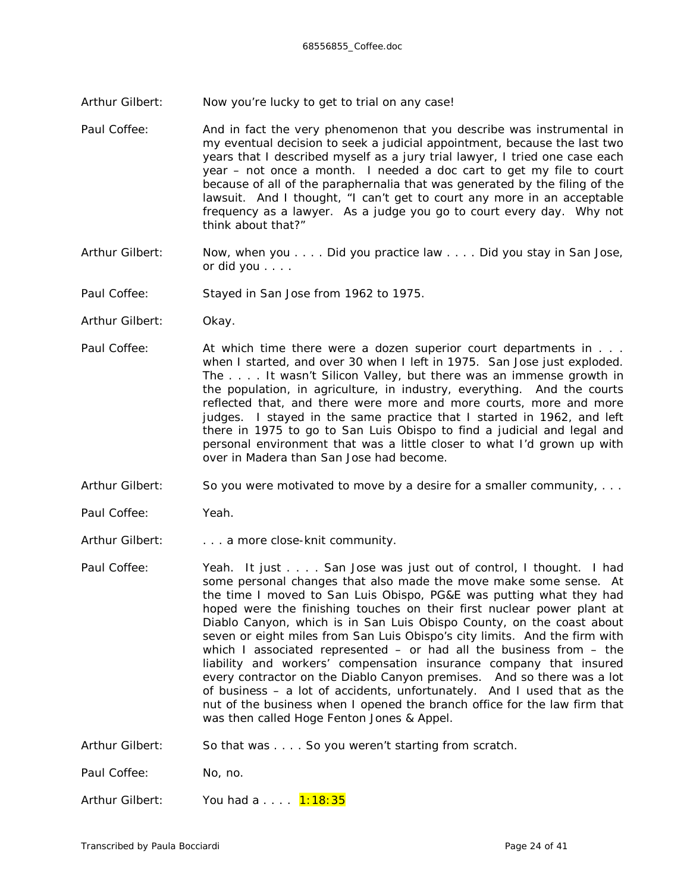Arthur Gilbert: Now you're lucky to get to trial on any case!

Paul Coffee: And in fact the very phenomenon that you describe was instrumental in my eventual decision to seek a judicial appointment, because the last two years that I described myself as a jury trial lawyer, I tried one case each year – not once a month. I needed a doc cart to get my file to court because of all of the paraphernalia that was generated by the filing of the lawsuit. And I thought, "I can't get to court any more in an acceptable frequency as a lawyer. As a judge you go to court every day. Why not think about that?"

Arthur Gilbert: Now, when you . . . . Did you practice law . . . . Did you stay in San Jose, or did you . . . .

Paul Coffee: Stayed in San Jose from 1962 to 1975.

Arthur Gilbert: Okay.

Paul Coffee: At which time there were a dozen superior court departments in . . . when I started, and over 30 when I left in 1975. San Jose just exploded. The . . . . It wasn't Silicon Valley, but there was an immense growth in the population, in agriculture, in industry, everything. And the courts reflected that, and there were more and more courts, more and more judges. I stayed in the same practice that I started in 1962, and left there in 1975 to go to San Luis Obispo to find a judicial and legal and personal environment that was a little closer to what I'd grown up with over in Madera than San Jose had become.

Arthur Gilbert: So you were motivated to move by a desire for a smaller community, . . .

Paul Coffee: Yeah.

Arthur Gilbert: . . . a more close-knit community.

Paul Coffee: Yeah. It just . . . . San Jose was just out of control, I thought. I had some personal changes that also made the move make some sense. At the time I moved to San Luis Obispo, PG&E was putting what they had hoped were the finishing touches on their first nuclear power plant at Diablo Canyon, which is in San Luis Obispo County, on the coast about seven or eight miles from San Luis Obispo's city limits. And the firm with which I associated represented – or had all the business from – the liability and workers' compensation insurance company that insured every contractor on the Diablo Canyon premises. And so there was a lot of business – a lot of accidents, unfortunately. And I used that as the nut of the business when I opened the branch office for the law firm that was then called Hoge Fenton Jones & Appel.

Arthur Gilbert: So that was . . . . So you weren't starting from scratch.

Paul Coffee: No, no.

Arthur Gilbert: You had a . . . . 1:18:35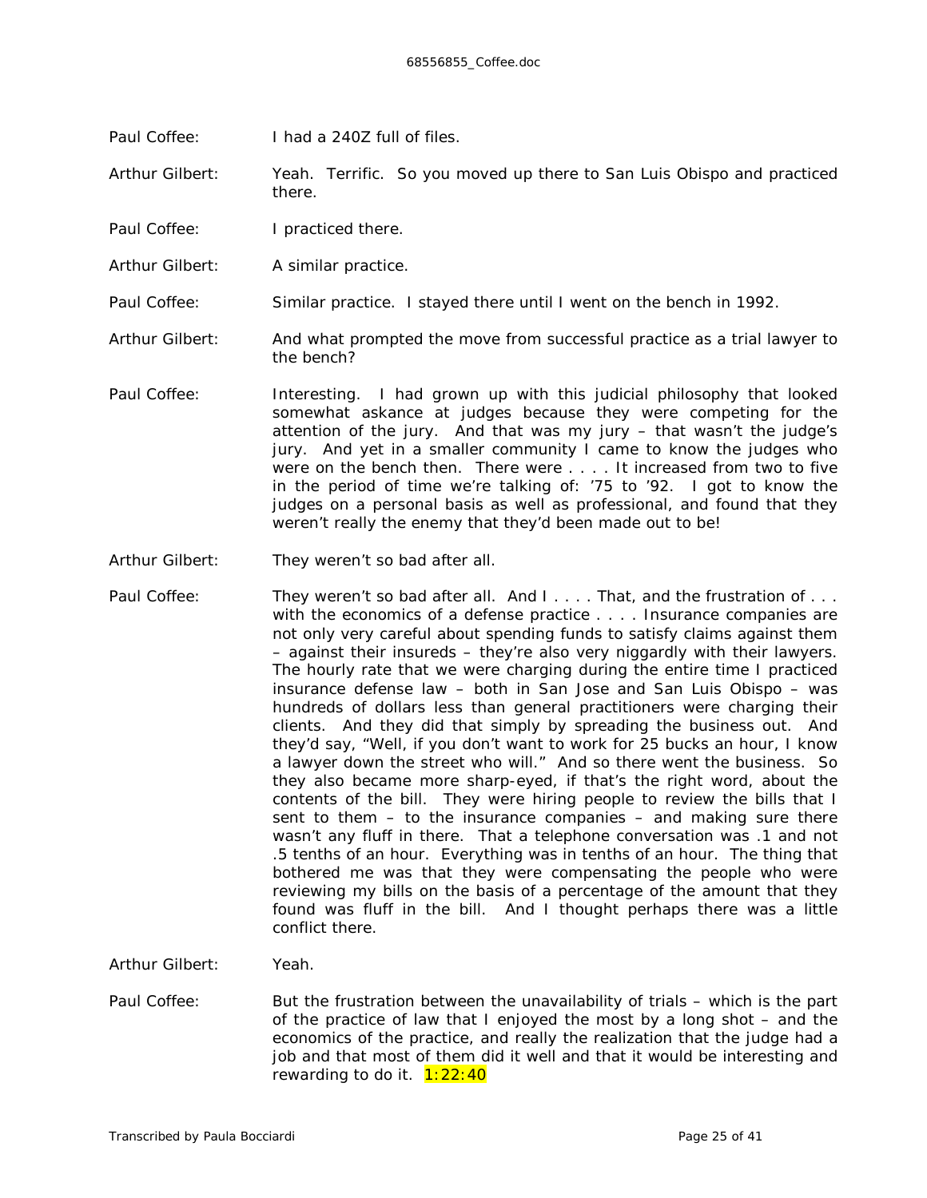Paul Coffee: I had a 240Z full of files.

Arthur Gilbert: Yeah. Terrific. So you moved up there to San Luis Obispo and practiced there.

Paul Coffee: I practiced there.

Arthur Gilbert: A similar practice.

Paul Coffee: Similar practice. I stayed there until I went on the bench in 1992.

Arthur Gilbert: And what prompted the move from successful practice as a trial lawyer to the bench?

Paul Coffee: Interesting. I had grown up with this judicial philosophy that looked somewhat askance at judges because they were competing for the attention of the jury. And that was my jury – that wasn't the judge's jury. And yet in a smaller community I came to know the judges who were on the bench then. There were . . . . It increased from two to five in the period of time we're talking of: '75 to '92. I got to know the judges on a personal basis as well as professional, and found that they weren't really the enemy that they'd been made out to be!

Arthur Gilbert: They weren't so bad after all.

Paul Coffee: They weren't so bad after all. And I . . . . That, and the frustration of . . . with the economics of a defense practice . . . . Insurance companies are not only very careful about spending funds to satisfy claims against them – against their insureds – they're also very niggardly with their lawyers. The hourly rate that we were charging during the entire time I practiced insurance defense law – both in San Jose and San Luis Obispo – was hundreds of dollars less than general practitioners were charging their clients. And they did that simply by spreading the business out. And they'd say, "Well, if you don't want to work for 25 bucks an hour, I know a lawyer down the street who will." And so there went the business. So they also became more sharp-eyed, if that's the right word, about the contents of the bill. They were hiring people to review the bills that I sent to them – to the insurance companies – and making sure there wasn't any fluff in there. That a telephone conversation was .1 and not .5 tenths of an hour. Everything was in tenths of an hour. The thing that bothered me was that they were compensating the people who were reviewing my bills on the basis of a percentage of the amount that they found was fluff in the bill. And I thought perhaps there was a little conflict there.

Arthur Gilbert: Yeah.

Paul Coffee: But the frustration between the unavailability of trials – which is the part of the practice of law that I enjoyed the most by a long shot – and the economics of the practice, and really the realization that the judge had a job and that most of them did it well and that it would be interesting and rewarding to do it. 1:22:40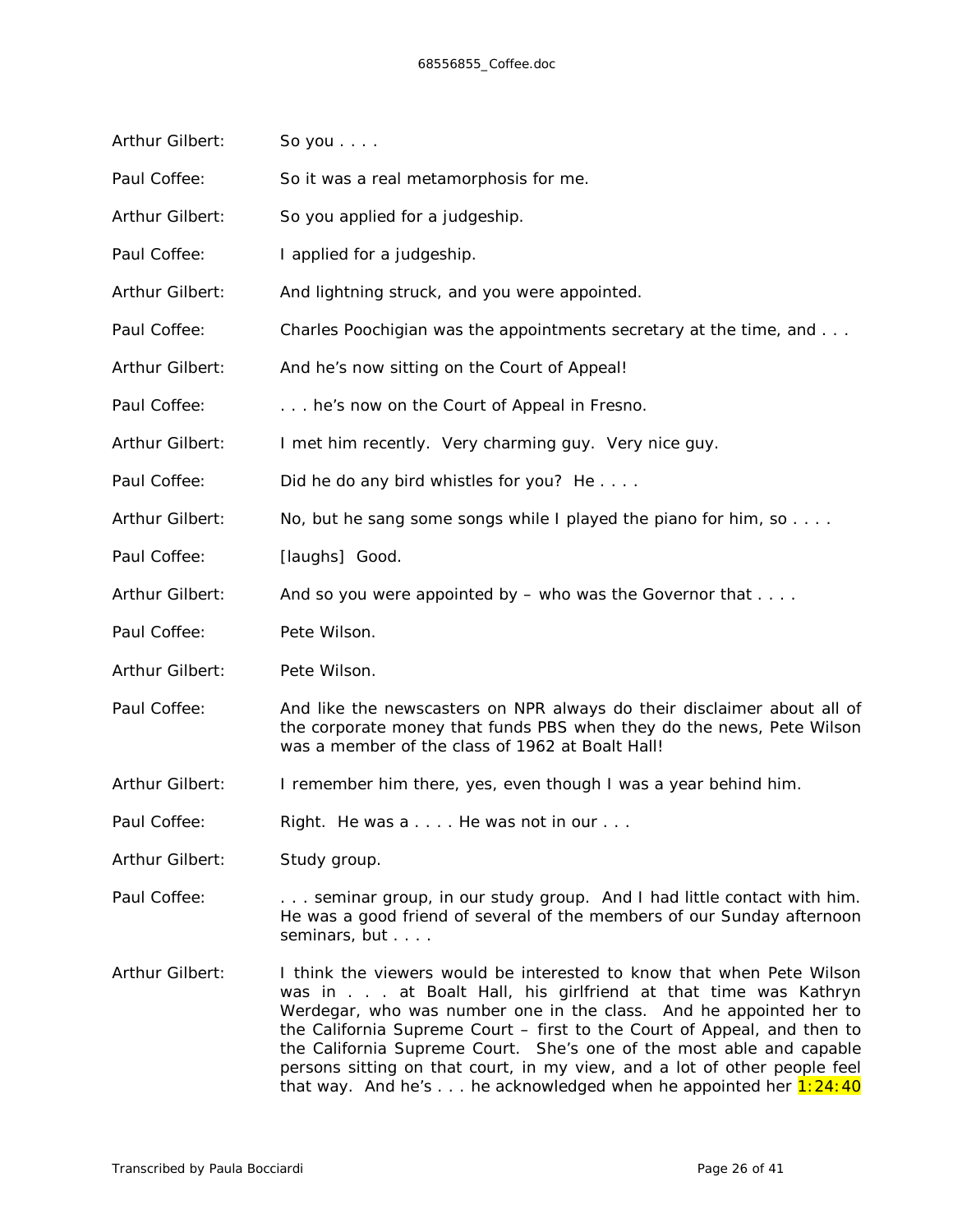Arthur Gilbert: So you . . . .

Paul Coffee: So it was a real metamorphosis for me.

Arthur Gilbert: So you applied for a judgeship.

Paul Coffee: I applied for a judgeship.

Arthur Gilbert: And lightning struck, and you were appointed.

Paul Coffee: Charles Poochigian was the appointments secretary at the time, and . . .

Arthur Gilbert: And he's now sitting on the Court of Appeal!

Paul Coffee: . . . he's now on the Court of Appeal in Fresno.

Arthur Gilbert: I met him recently. Very charming guy. Very nice guy.

Paul Coffee: Did he do any bird whistles for you? He . . . .

Arthur Gilbert: No, but he sang some songs while I played the piano for him, so . . . .

Paul Coffee: [laughs] Good.

Arthur Gilbert: And so you were appointed by – who was the Governor that . . . .

Paul Coffee: Pete Wilson.

Arthur Gilbert: Pete Wilson.

Paul Coffee: And like the newscasters on NPR always do their disclaimer about all of the corporate money that funds PBS when they do the news, Pete Wilson was a member of the class of 1962 at Boalt Hall!

Arthur Gilbert: I remember him there, yes, even though I was a year behind him.

Paul Coffee: Right. He was a . . . . He was not in our . . .

Arthur Gilbert: Study group.

Paul Coffee: . . . seminar group, in our study group. And I had little contact with him. He was a good friend of several of the members of our Sunday afternoon seminars, but . . . .

Arthur Gilbert: I think the viewers would be interested to know that when Pete Wilson was in . . . at Boalt Hall, his girlfriend at that time was Kathryn Werdegar, who was number one in the class. And he appointed her to the California Supreme Court – first to the Court of Appeal, and then to the California Supreme Court. She's one of the most able and capable persons sitting on that court, in my view, and a lot of other people feel that way. And he's . . . he acknowledged when he appointed her 1:24:40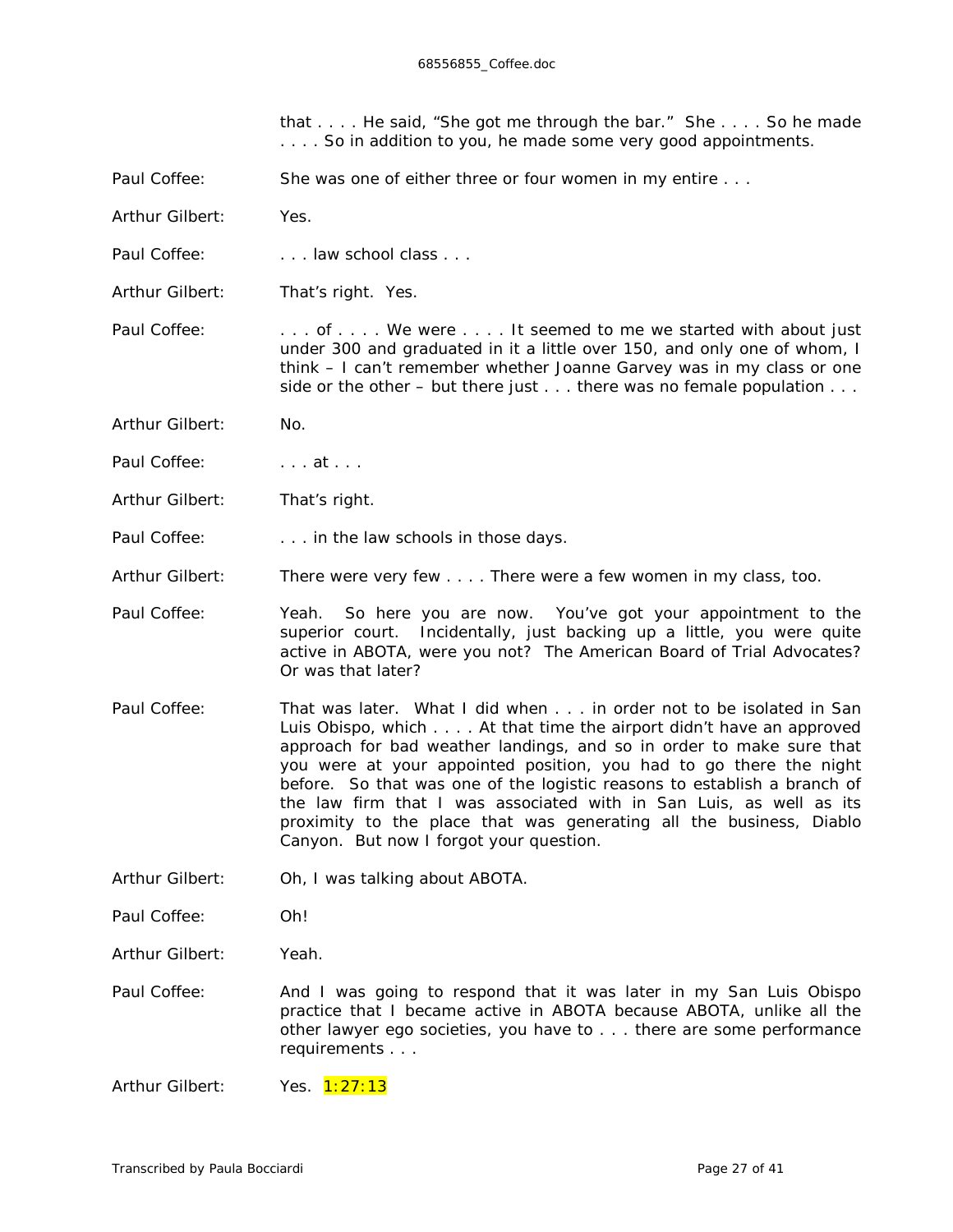that . . . . He said, "She got me through the bar." She . . . . So he made . . . . So in addition to you, he made some very good appointments.

Paul Coffee: She was one of either three or four women in my entire . . .

Arthur Gilbert: Yes.

Paul Coffee: . . . law school class . . .

Arthur Gilbert: That's right. Yes.

Paul Coffee: . . . of . . . . We were . . . . It seemed to me we started with about just under 300 and graduated in it a little over 150, and only one of whom, I think – I can't remember whether Joanne Garvey was in my class or one side or the other – but there just . . . there was no female population . . .

Arthur Gilbert: No.

Paul Coffee: . . . at . . .

Arthur Gilbert: That's right.

Paul Coffee: . . . in the law schools in those days.

Arthur Gilbert: There were very few . . . . There were a few women in my class, too.

Paul Coffee: Yeah. So here you are now. You've got your appointment to the superior court. Incidentally, just backing up a little, you were quite active in ABOTA, were you not? The American Board of Trial Advocates? Or was that later?

Paul Coffee: That was later. What I did when . . . in order not to be isolated in San Luis Obispo, which . . . . At that time the airport didn't have an approved approach for bad weather landings, and so in order to make sure that you were at your appointed position, you had to go there the night before. So that was one of the logistic reasons to establish a branch of the law firm that I was associated with in San Luis, as well as its proximity to the place that was generating all the business, Diablo Canyon. But now I forgot your question.

Arthur Gilbert: Oh, I was talking about ABOTA.

Paul Coffee: Oh!

Arthur Gilbert: Yeah.

Paul Coffee: And I was going to respond that it was later in my San Luis Obispo practice that I became active in ABOTA because ABOTA, unlike all the other lawyer ego societies, you have to . . . there are some performance requirements . . .

Arthur Gilbert: Yes. 1:27:13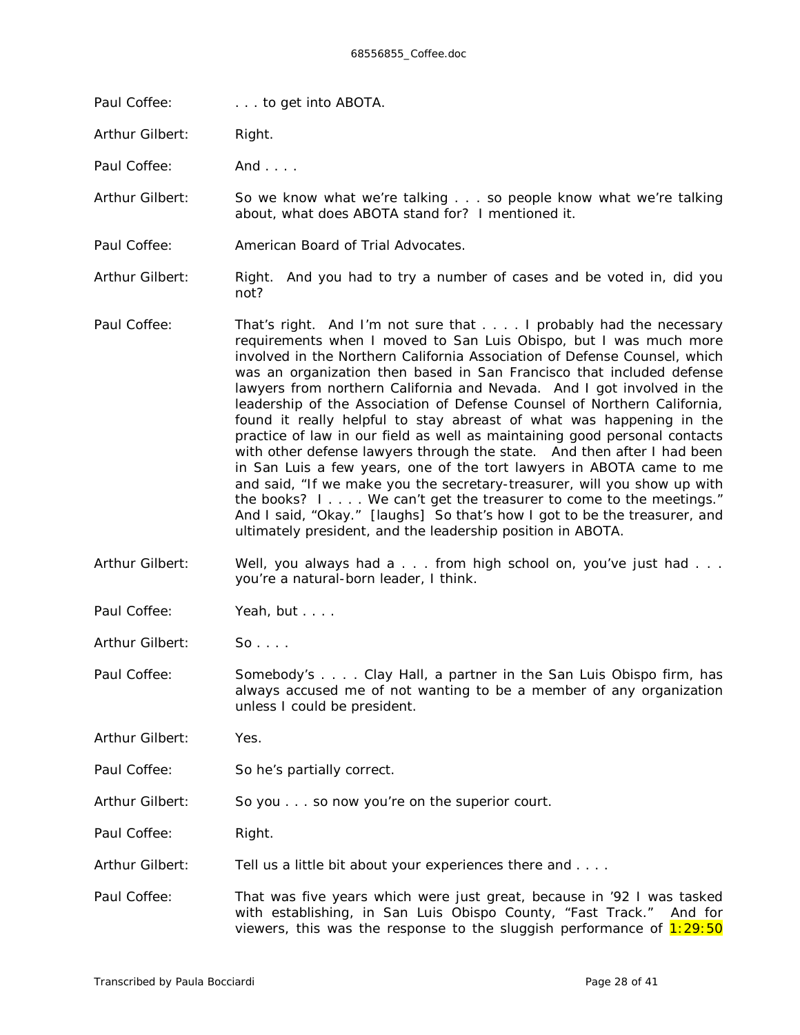Paul Coffee: . . . to get into ABOTA.

Arthur Gilbert: Right.

Paul Coffee: And . . . .

Arthur Gilbert: So we know what we're talking . . . so people know what we're talking about, what does ABOTA stand for? I mentioned it.

Paul Coffee: American Board of Trial Advocates.

Arthur Gilbert: Right. And you had to try a number of cases and be voted in, did you not?

Paul Coffee: That's right. And I'm not sure that . . . . I probably had the necessary requirements when I moved to San Luis Obispo, but I was much more involved in the Northern California Association of Defense Counsel, which was an organization then based in San Francisco that included defense lawyers from northern California and Nevada. And I got involved in the leadership of the Association of Defense Counsel of Northern California, found it really helpful to stay abreast of what was happening in the practice of law in our field as well as maintaining good personal contacts with other defense lawyers through the state. And then after I had been in San Luis a few years, one of the tort lawyers in ABOTA came to me and said, "If we make you the secretary-treasurer, will you show up with the books? I . . . . We can't get the treasurer to come to the meetings." And I said, "Okay." [laughs] So that's how I got to be the treasurer, and ultimately president, and the leadership position in ABOTA.

Arthur Gilbert: Well, you always had a . . . from high school on, you've just had . . . you're a natural-born leader, I think.

Paul Coffee: Yeah, but . . . .

Arthur Gilbert: So . . . .

Paul Coffee: Somebody's . . . . Clay Hall, a partner in the San Luis Obispo firm, has always accused me of not wanting to be a member of any organization unless I could be president.

Arthur Gilbert: Yes.

Paul Coffee: So he's partially correct.

Arthur Gilbert: So you . . . so now you're on the superior court.

Paul Coffee: Right.

Arthur Gilbert: Tell us a little bit about your experiences there and . . . .

Paul Coffee: That was five years which were just great, because in '92 I was tasked with establishing, in San Luis Obispo County, "Fast Track." And for viewers, this was the response to the sluggish performance of 1:29:50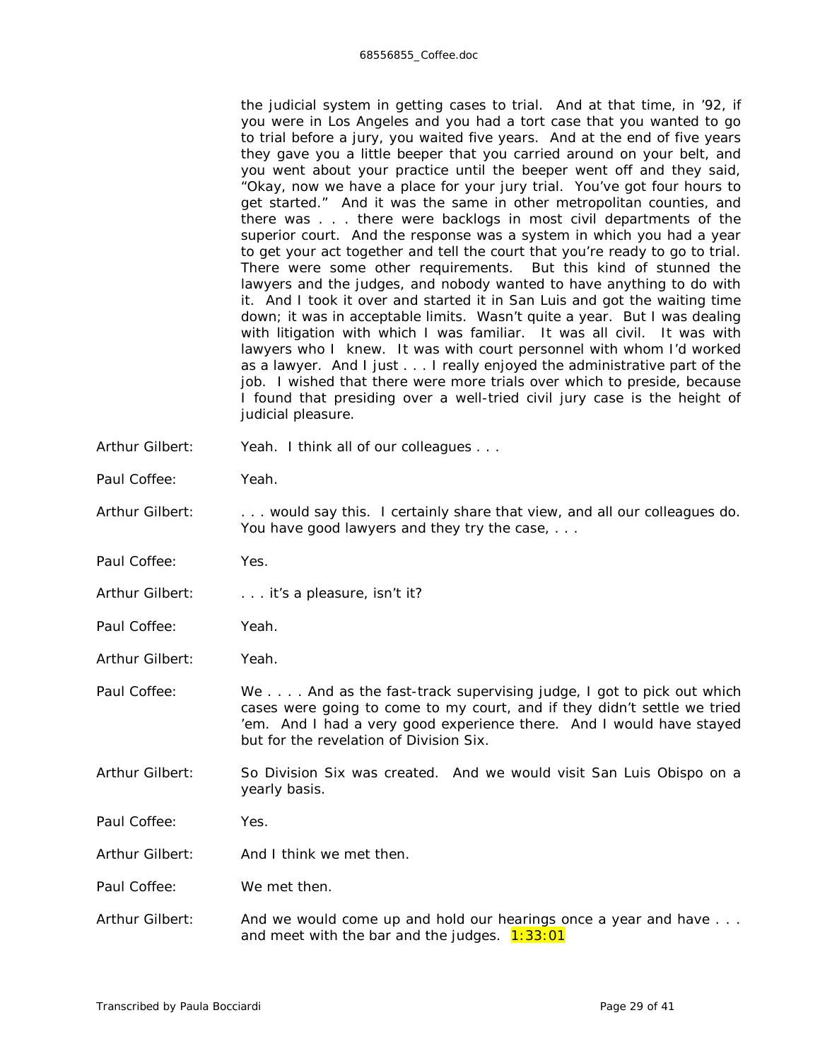the judicial system in getting cases to trial. And at that time, in '92, if you were in Los Angeles and you had a tort case that you wanted to go to trial before a jury, you waited five years. And at the end of five years they gave you a little beeper that you carried around on your belt, and you went about your practice until the beeper went off and they said, "Okay, now we have a place for your jury trial. You've got four hours to get started." And it was the same in other metropolitan counties, and there was . . . there were backlogs in most civil departments of the superior court. And the response was a system in which you had a year to get your act together and tell the court that you're ready to go to trial. There were some other requirements. But this kind of stunned the lawyers and the judges, and nobody wanted to have anything to do with it. And I took it over and started it in San Luis and got the waiting time down; it was in acceptable limits. Wasn't quite a year. But I was dealing with litigation with which I was familiar. It was all civil. It was with lawyers who I knew. It was with court personnel with whom I'd worked as a lawyer. And I just . . . I really enjoyed the administrative part of the job. I wished that there were more trials over which to preside, because I found that presiding over a well-tried civil jury case is the height of judicial pleasure.

Arthur Gilbert: Yeah. I think all of our colleagues . . .

Paul Coffee: Yeah.

Arthur Gilbert: . . . would say this. I certainly share that view, and all our colleagues do. You have good lawyers and they try the case, . . .

Paul Coffee: Yes.

Arthur Gilbert: . . . it's a pleasure, isn't it?

Paul Coffee: Yeah.

Arthur Gilbert: Yeah.

Paul Coffee: We . . . . And as the fast-track supervising judge, I got to pick out which cases were going to come to my court, and if they didn't settle we tried 'em. And I had a very good experience there. And I would have stayed but for the revelation of Division Six.

Arthur Gilbert: So Division Six was created. And we would visit San Luis Obispo on a yearly basis.

Paul Coffee: Yes.

Arthur Gilbert: And I think we met then.

Paul Coffee: We met then.

Arthur Gilbert: And we would come up and hold our hearings once a year and have . . . and meet with the bar and the judges. 1:33:01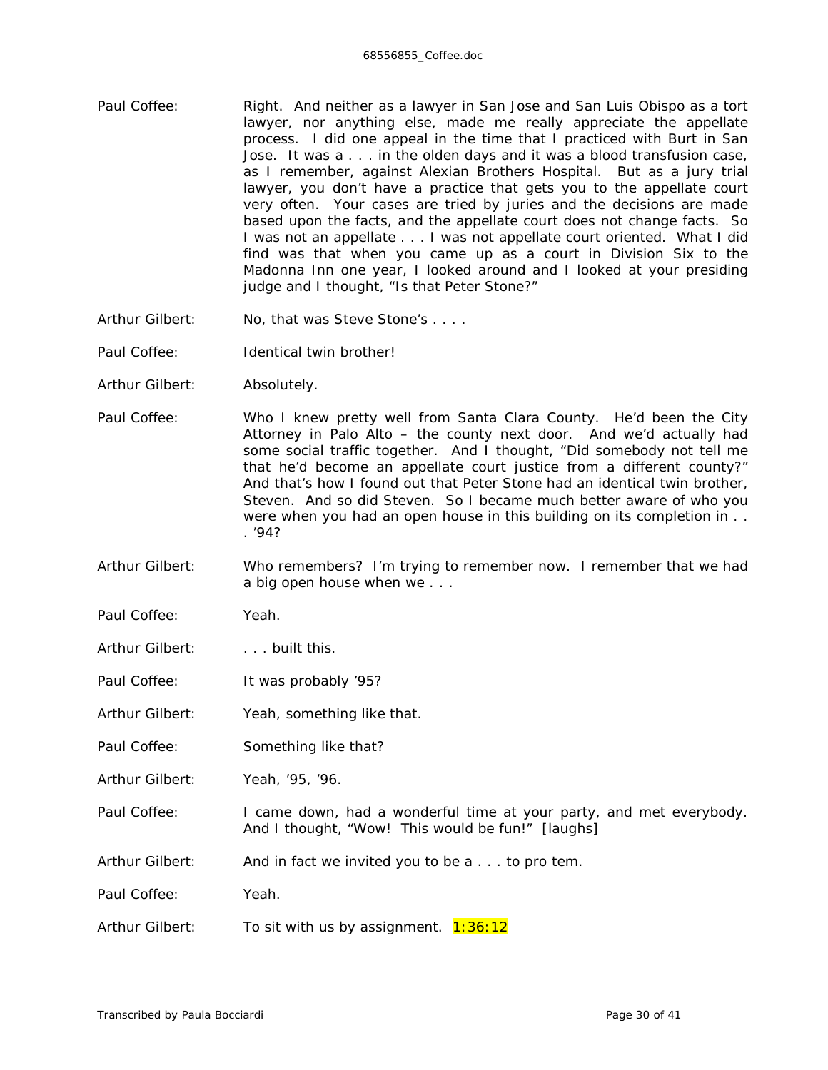**Paul Coffee:** Right. And neither as a lawyer in San Jose and San Luis Obispo as a tort lawyer, nor anything else, made me really appreciate the appellate process. I did one appeal in the time that I practiced with Burt in San Jose. It was a . . . in the olden days and it was a blood transfusion case, as I remember, against Alexian Brothers Hospital. But as a jury trial lawyer, you don't have a practice that gets you to the appellate court very often. Your cases are tried by juries and the decisions are made based upon the facts, and the appellate court does not change facts. So I was not an appellate . . . I was not appellate court oriented. What I did find was that when you came up as a court in Division Six to the Madonna Inn one year, I looked around and I looked at your presiding judge and I thought, "Is that Peter Stone?"

**Arthur Gilbert:** No, that was Steve Stone's . . . .

**Paul Coffee:** Identical twin brother!

**Arthur Gilbert:** Absolutely.

**Paul Coffee:** Who I knew pretty well from Santa Clara County. He'd been the City Attorney in Palo Alto – the county next door. And we'd actually had some social traffic together. And I thought, "Did somebody not tell me that he'd become an appellate court justice from a different county?" And that's how I found out that Peter Stone had an identical twin brother, Steven. And so did Steven. So I became much better aware of who you were when you had an open house in this building on its completion in . . . '94?

**Arthur Gilbert:** Who remembers? I'm trying to remember now. I remember that we had a big open house when we . . .

**Paul Coffee:** Yeah.

**Arthur Gilbert:** . . . built this.

**Paul Coffee:** It was probably '95?

**Arthur Gilbert:** Yeah, something like that.

**Paul Coffee:** Something like that?

**Arthur Gilbert:** Yeah, '95, '96.

**Paul Coffee:** I came down, had a wonderful time at your party, and met everybody. And I thought, "Wow! This would be fun!" [laughs]

**Arthur Gilbert:** And in fact we invited you to be a . . . to pro tem.

**Paul Coffee:** Yeah.

**Arthur Gilbert:** To sit with us by assignment. 1:36:12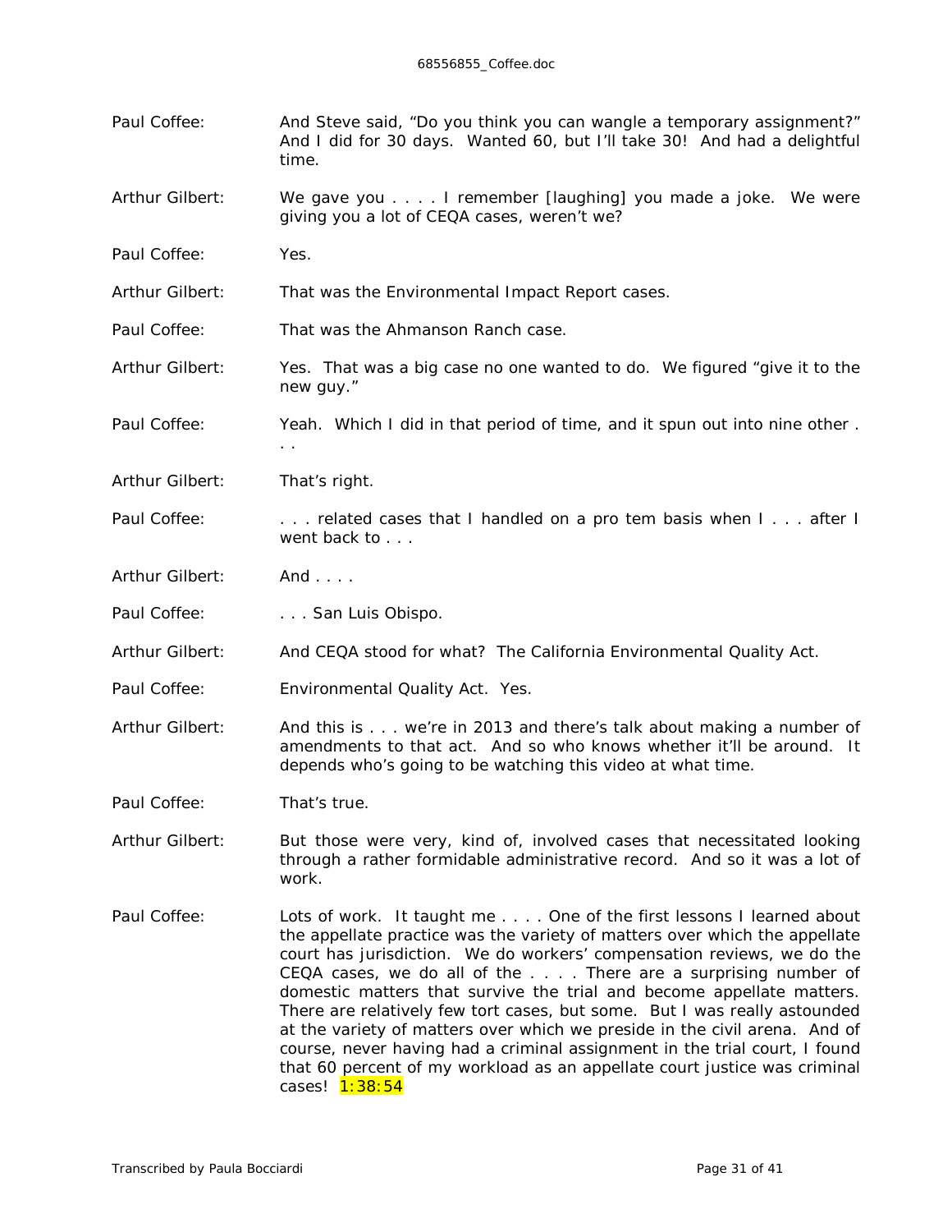Paul Coffee: And Steve said, "Do you think you can wangle a temporary assignment?" And I did for 30 days. Wanted 60, but I'll take 30! And had a delightful time.

Arthur Gilbert: We gave you . . . . I remember [laughing] you made a joke. We were giving you a lot of CEQA cases, weren't we?

Paul Coffee: Yes.

Arthur Gilbert: That was the Environmental Impact Report cases.

Paul Coffee: That was the Ahmanson Ranch case.

Arthur Gilbert: Yes. That was a big case no one wanted to do. We figured "give it to the new guy."

Paul Coffee: Yeah. Which I did in that period of time, and it spun out into nine other . . .

Arthur Gilbert: That's right.

Paul Coffee: . . . related cases that I handled on a pro tem basis when I . . . after I went back to . . .

Arthur Gilbert: And . . . .

Paul Coffee: . . . San Luis Obispo.

Arthur Gilbert: And CEQA stood for what? The California Environmental Quality Act.

Paul Coffee: Environmental Quality Act. Yes.

Arthur Gilbert: And this is . . . we're in 2013 and there's talk about making a number of amendments to that act. And so who knows whether it'll be around. It depends who's going to be watching this video at what time.

Paul Coffee: That's true.

Arthur Gilbert: But those were very, kind of, involved cases that necessitated looking through a rather formidable administrative record. And so it was a lot of work.

Paul Coffee: Lots of work. It taught me . . . . One of the first lessons I learned about the appellate practice was the variety of matters over which the appellate court has jurisdiction. We do workers' compensation reviews, we do the CEQA cases, we do all of the . . . . There are a surprising number of domestic matters that survive the trial and become appellate matters. There are relatively few tort cases, but some. But I was really astounded at the variety of matters over which we preside in the civil arena. And of course, never having had a criminal assignment in the trial court, I found that 60 percent of my workload as an appellate court justice was criminal cases! 1:38:54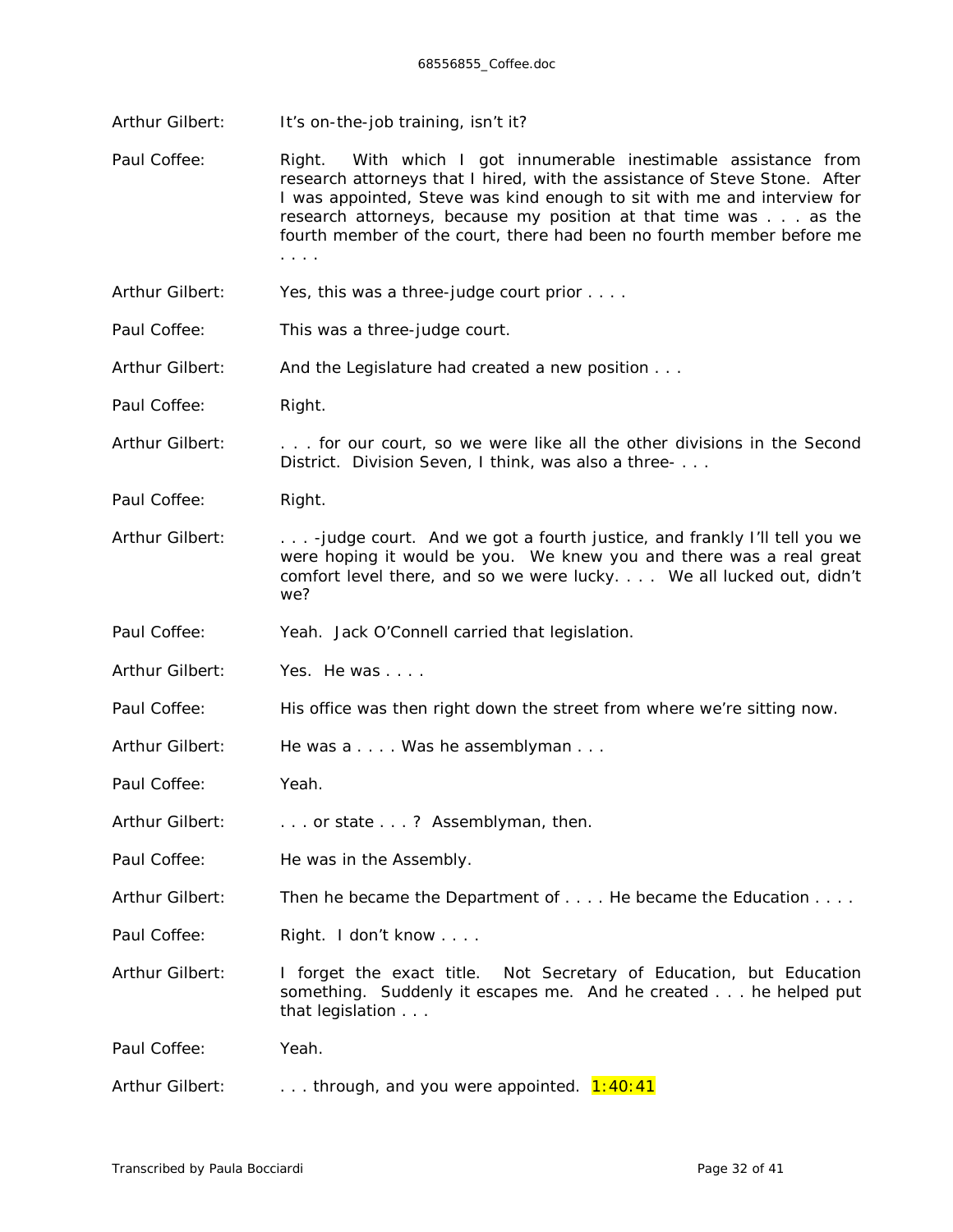Arthur Gilbert: It's on-the-job training, isn't it?

Paul Coffee: Right. With which I got innumerable inestimable assistance from research attorneys that I hired, with the assistance of Steve Stone. After I was appointed, Steve was kind enough to sit with me and interview for research attorneys, because my position at that time was . . . as the fourth member of the court, there had been no fourth member before me . . . .

Arthur Gilbert: Yes, this was a three-judge court prior . . . .

Paul Coffee: This was a three-judge court.

Arthur Gilbert: And the Legislature had created a new position . . .

Paul Coffee: Right.

Arthur Gilbert: . . . for our court, so we were like all the other divisions in the Second District. Division Seven, I think, was also a three- . . .

Paul Coffee: Right.

Arthur Gilbert: . . . -judge court. And we got a fourth justice, and frankly I'll tell you we were hoping it would be you. We knew you and there was a real great comfort level there, and so we were lucky. . . . We all lucked out, didn't we?

Paul Coffee: Yeah. Jack O'Connell carried that legislation.

Arthur Gilbert: Yes. He was . . . .

Paul Coffee: His office was then right down the street from where we're sitting now.

Arthur Gilbert: He was a . . . . Was he assemblyman . . .

Paul Coffee: Yeah.

Arthur Gilbert: . . . or state . . . ? Assemblyman, then.

Paul Coffee: He was in the Assembly.

Arthur Gilbert: Then he became the Department of . . . . He became the Education . . . .

Paul Coffee: Right. I don't know . . . .

Arthur Gilbert: I forget the exact title. Not Secretary of Education, but Education something. Suddenly it escapes me. And he created . . . he helped put that legislation . . .

Paul Coffee: Yeah.

Arthur Gilbert: . . . through, and you were appointed. 1:40:41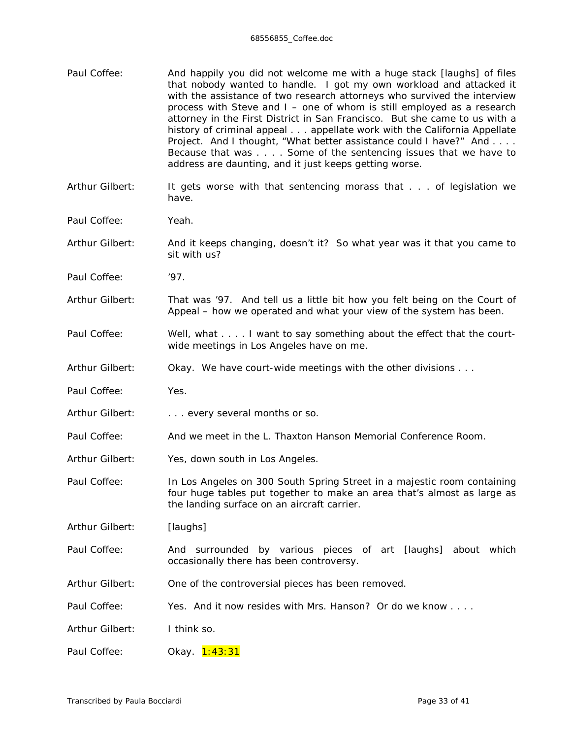Paul Coffee: And happily you did not welcome me with a huge stack [laughs] of files that nobody wanted to handle. I got my own workload and attacked it with the assistance of two research attorneys who survived the interview process with Steve and I – one of whom is still employed as a research attorney in the First District in San Francisco. But she came to us with a history of criminal appeal . . . appellate work with the California Appellate Project. And I thought, "What better assistance could I have?" And . . . . Because that was . . . . Some of the sentencing issues that we have to address are daunting, and it just keeps getting worse.

Arthur Gilbert: It gets worse with that sentencing morass that . . . of legislation we have.

Paul Coffee: Yeah.

Arthur Gilbert: And it keeps changing, doesn't it? So what year was it that you came to sit with us?

Paul Coffee: '97.

Arthur Gilbert: That was '97. And tell us a little bit how you felt being on the Court of Appeal – how we operated and what your view of the system has been.

Paul Coffee: Well, what . . . . I want to say something about the effect that the court-wide meetings in Los Angeles have on me.

Arthur Gilbert: Okay. We have court-wide meetings with the other divisions . . .

Paul Coffee: Yes.

Arthur Gilbert: . . . every several months or so.

Paul Coffee: And we meet in the L. Thaxton Hanson Memorial Conference Room.

Arthur Gilbert: Yes, down south in Los Angeles.

Paul Coffee: In Los Angeles on 300 South Spring Street in a majestic room containing four huge tables put together to make an area that's almost as large as the landing surface on an aircraft carrier.

Arthur Gilbert: [laughs]

Paul Coffee: And surrounded by various pieces of art [laughs] about which occasionally there has been controversy.

Arthur Gilbert: One of the controversial pieces has been removed.

Paul Coffee: Yes. And it now resides with Mrs. Hanson? Or do we know . . . .

Arthur Gilbert: I think so.

Paul Coffee: Okay. 1:43:31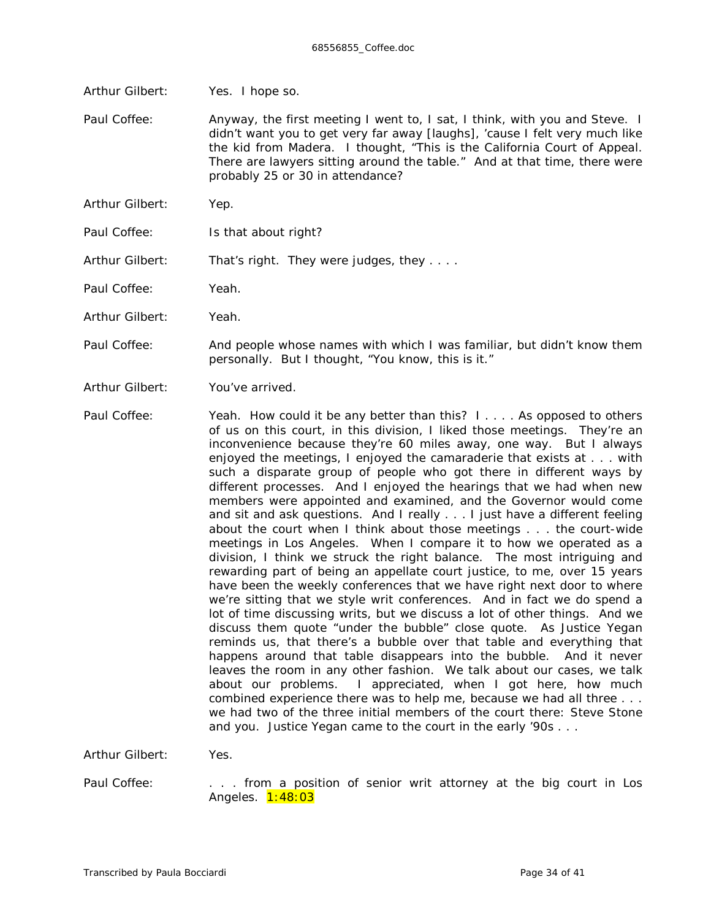Arthur Gilbert: Yes. I hope so.

Paul Coffee: Anyway, the first meeting I went to, I sat, I think, with you and Steve. I didn't want you to get very far away [laughs], 'cause I felt very much like the kid from Madera. I thought, "This is the California Court of Appeal. There are lawyers sitting around the table." And at that time, there were probably 25 or 30 in attendance?

Arthur Gilbert: Yep.

Paul Coffee: Is that about right?

Arthur Gilbert: That's right. They were judges, they . . . .

Paul Coffee: Yeah.

Arthur Gilbert: Yeah.

Paul Coffee: And people whose names with which I was familiar, but didn't know them personally. But I thought, "You know, this is it."

Arthur Gilbert: You've arrived.

Paul Coffee: Yeah. How could it be any better than this? I . . . . As opposed to others of us on this court, in this division, I liked those meetings. They're an inconvenience because they're 60 miles away, one way. But I always enjoyed the meetings, I enjoyed the camaraderie that exists at . . . with such a disparate group of people who got there in different ways by different processes. And I enjoyed the hearings that we had when new members were appointed and examined, and the Governor would come and sit and ask questions. And I really . . . I just have a different feeling about the court when I think about those meetings . . . the court-wide meetings in Los Angeles. When I compare it to how we operated as a division, I think we struck the right balance. The most intriguing and rewarding part of being an appellate court justice, to me, over 15 years have been the weekly conferences that we have right next door to where we're sitting that we style writ conferences. And in fact we do spend a lot of time discussing writs, but we discuss a lot of other things. And we discuss them quote "under the bubble" close quote. As Justice Yegan reminds us, that there's a bubble over that table and everything that happens around that table disappears into the bubble. And it never leaves the room in any other fashion. We talk about our cases, we talk about our problems. I appreciated, when I got here, how much combined experience there was to help me, because we had all three . . . we had two of the three initial members of the court there: Steve Stone and you. Justice Yegan came to the court in the early '90s . . .

Arthur Gilbert: Yes.

Paul Coffee: . . . from a position of senior writ attorney at the big court in Los Angeles. 1:48:03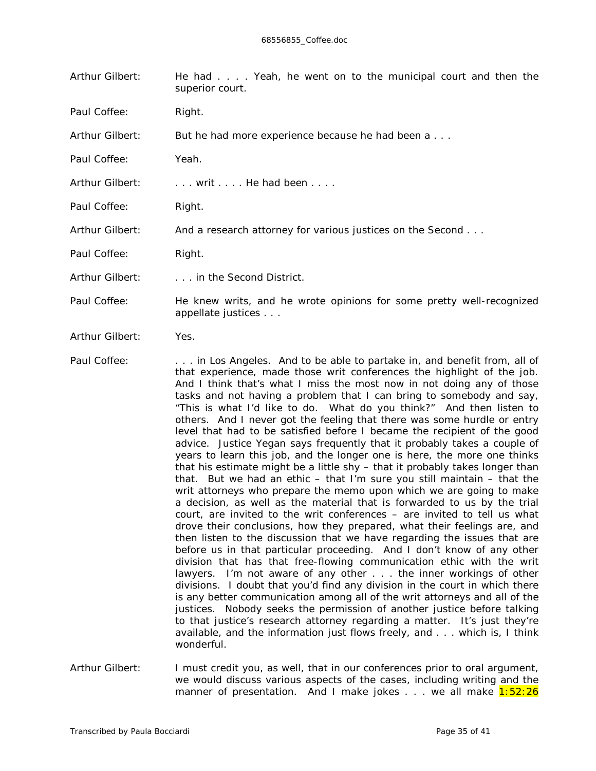Arthur Gilbert: He had . . . . Yeah, he went on to the municipal court and then the superior court.

Paul Coffee: Right.

Arthur Gilbert: But he had more experience because he had been a . . .

Paul Coffee: Yeah.

Arthur Gilbert: . . . writ . . . . He had been . . . .

Paul Coffee: Right.

Arthur Gilbert: And a research attorney for various justices on the Second . . .

Paul Coffee: Right.

Arthur Gilbert: . . . in the Second District.

Paul Coffee: He knew writs, and he wrote opinions for some pretty well-recognized appellate justices . . .

Arthur Gilbert: Yes.

Paul Coffee: . . . in Los Angeles. And to be able to partake in, and benefit from, all of that experience, made those writ conferences the highlight of the job. And I think that's what I miss the most now in not doing any of those tasks and not having a problem that I can bring to somebody and say, "This is what I'd like to do. What do you think?" And then listen to others. And I never got the feeling that there was some hurdle or entry level that had to be satisfied before I became the recipient of the good advice. Justice Yegan says frequently that it probably takes a couple of years to learn this job, and the longer one is here, the more one thinks that his estimate might be a little shy – that it probably takes longer than that. But we had an ethic – that I'm sure you still maintain – that the writ attorneys who prepare the memo upon which we are going to make a decision, as well as the material that is forwarded to us by the trial court, are invited to the writ conferences – are invited to tell us what drove their conclusions, how they prepared, what their feelings are, and then listen to the discussion that we have regarding the issues that are before us in that particular proceeding. And I don't know of any other division that has that free-flowing communication ethic with the writ lawyers. I'm not aware of any other . . . the inner workings of other divisions. I doubt that you'd find any division in the court in which there is any better communication among all of the writ attorneys and all of the justices. Nobody seeks the permission of another justice before talking to that justice's research attorney regarding a matter. It's just they're available, and the information just flows freely, and . . . which is, I think wonderful.

Arthur Gilbert: I must credit you, as well, that in our conferences prior to oral argument, we would discuss various aspects of the cases, including writing and the manner of presentation. And I make jokes . . . we all make 1:52:26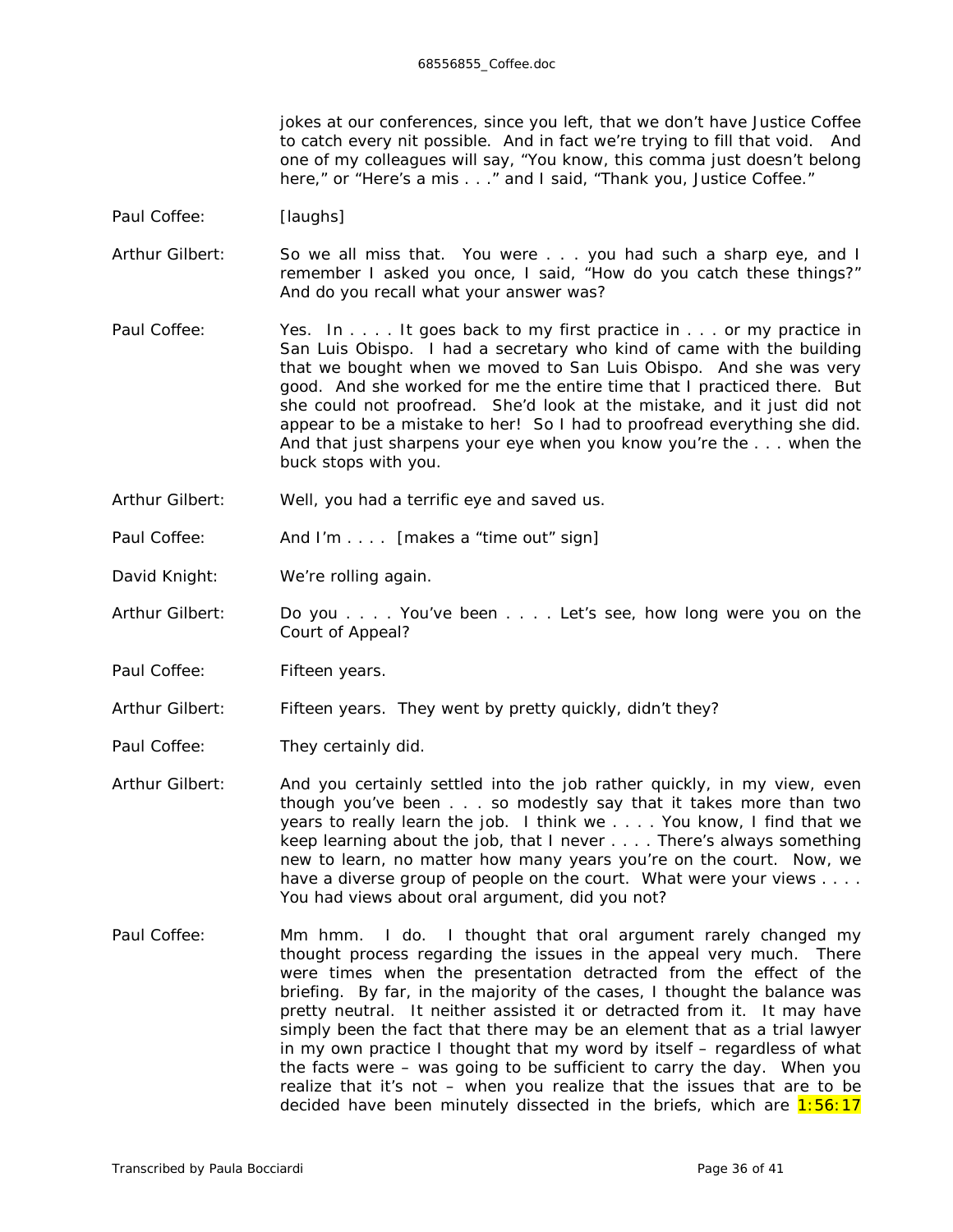jokes at our conferences, since you left, that we don't have Justice Coffee to catch every nit possible. And in fact we're trying to fill that void. And one of my colleagues will say, "You know, this comma just doesn't belong here," or "Here's a mis . . ." and I said, "Thank you, Justice Coffee."

Paul Coffee: [laughs]

Arthur Gilbert: So we all miss that. You were . . . you had such a sharp eye, and I remember I asked you once, I said, "How do you catch these things?" And do you recall what your answer was?

Paul Coffee: Yes. In . . . . It goes back to my first practice in . . . or my practice in San Luis Obispo. I had a secretary who kind of came with the building that we bought when we moved to San Luis Obispo. And she was very good. And she worked for me the entire time that I practiced there. But she could not proofread. She'd look at the mistake, and it just did not appear to be a mistake to her! So I had to proofread everything she did. And that just sharpens your eye when you know you're the . . . when the buck stops with you.

Arthur Gilbert: Well, you had a terrific eye and saved us.

Paul Coffee: And I'm . . . . [makes a "time out" sign]

David Knight: We're rolling again.

Arthur Gilbert: Do you . . . . You've been . . . . Let's see, how long were you on the Court of Appeal?

Paul Coffee: Fifteen years.

Arthur Gilbert: Fifteen years. They went by pretty quickly, didn't they?

Paul Coffee: They certainly did.

Arthur Gilbert: And you certainly settled into the job rather quickly, in my view, even though you've been . . . so modestly say that it takes more than two years to really learn the job. I think we . . . . You know, I find that we keep learning about the job, that I never . . . . There's always something new to learn, no matter how many years you're on the court. Now, we have a diverse group of people on the court. What were your views . . . . You had views about oral argument, did you not?

Paul Coffee: Mm hmm. I do. I thought that oral argument rarely changed my thought process regarding the issues in the appeal very much. There were times when the presentation detracted from the effect of the briefing. By far, in the majority of the cases, I thought the balance was pretty neutral. It neither assisted it or detracted from it. It may have simply been the fact that there may be an element that as a trial lawyer in my own practice I thought that my word by itself – regardless of what the facts were – was going to be sufficient to carry the day. When you realize that it's not – when you realize that the issues that are to be decided have been minutely dissected in the briefs, which are 1:56:17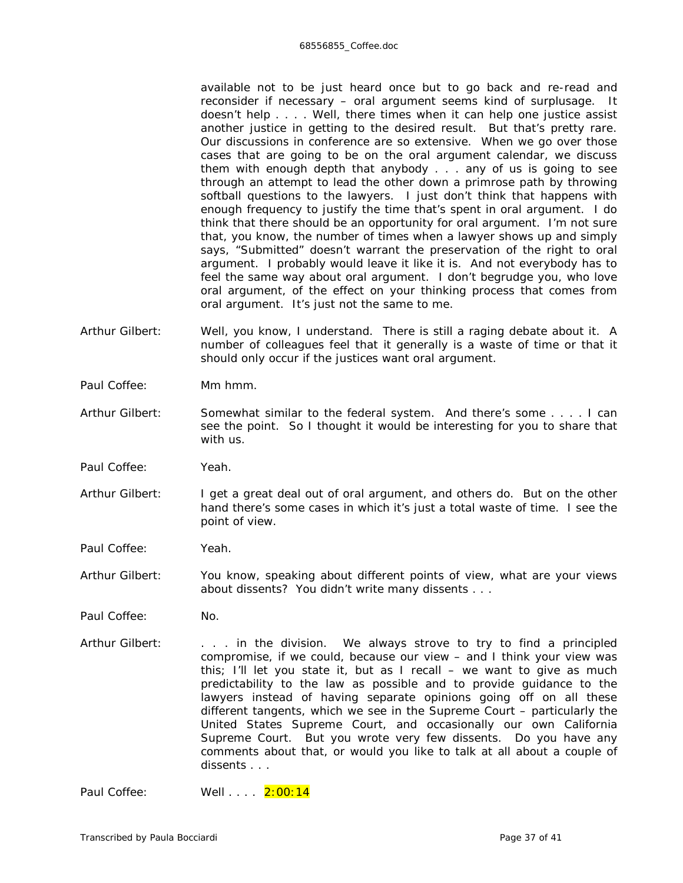available not to be just heard once but to go back and re-read and reconsider if necessary – oral argument seems kind of surplusage. It doesn't help . . . . Well, there times when it can help one justice assist another justice in getting to the desired result. But that's pretty rare. Our discussions in conference are so extensive. When we go over those cases that are going to be on the oral argument calendar, we discuss them with enough depth that anybody . . . any of us is going to see through an attempt to lead the other down a primrose path by throwing softball questions to the lawyers. I just don't think that happens with enough frequency to justify the time that's spent in oral argument. I do think that there should be an opportunity for oral argument. I'm not sure that, you know, the number of times when a lawyer shows up and simply says, "Submitted" doesn't warrant the preservation of the right to oral argument. I probably would leave it like it is. And not everybody has to feel the same way about oral argument. I don't begrudge you, who love oral argument, of the effect on your thinking process that comes from oral argument. It's just not the same to me.

Arthur Gilbert: Well, you know, I understand. There is still a raging debate about it. A number of colleagues feel that it generally is a waste of time or that it should only occur if the justices want oral argument.

Paul Coffee: Mm hmm.

Arthur Gilbert: Somewhat similar to the federal system. And there's some . . . . I can see the point. So I thought it would be interesting for you to share that with us.

Paul Coffee: Yeah.

Arthur Gilbert: I get a great deal out of oral argument, and others do. But on the other hand there's some cases in which it's just a total waste of time. I see the point of view.

Paul Coffee: Yeah.

Arthur Gilbert: You know, speaking about different points of view, what are your views about dissents? You didn't write many dissents . . .

Paul Coffee: No.

Arthur Gilbert: . . . in the division. We always strove to try to find a principled compromise, if we could, because our view – and I think your view was this; I'll let you state it, but as I recall – we want to give as much predictability to the law as possible and to provide guidance to the lawyers instead of having separate opinions going off on all these different tangents, which we see in the Supreme Court – particularly the United States Supreme Court, and occasionally our own California Supreme Court. But you wrote very few dissents. Do you have any comments about that, or would you like to talk at all about a couple of dissents . . .

Paul Coffee: Well . . . . 2:00:14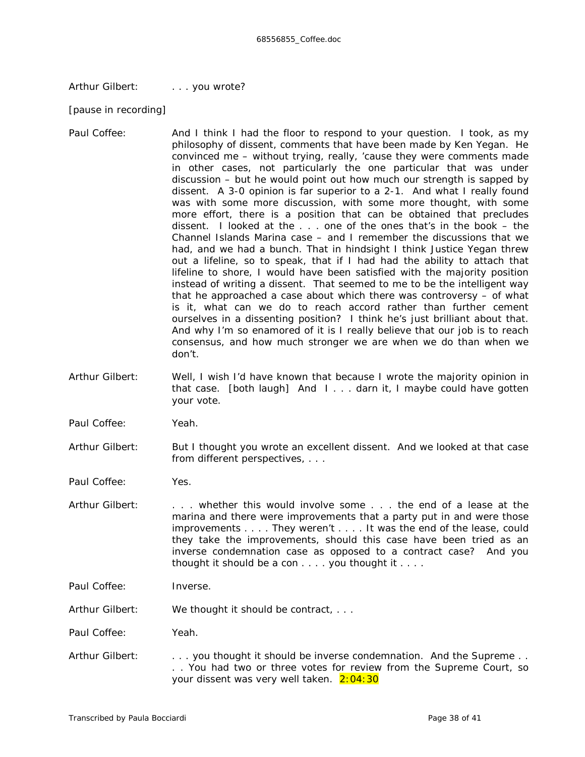Arthur Gilbert: . . . you wrote?

[pause in recording]

Paul Coffee: And I think I had the floor to respond to your question. I took, as my philosophy of dissent, comments that have been made by Ken Yegan. He convinced me – without trying, really, 'cause they were comments made in other cases, not particularly the one particular that was under discussion – but he would point out how much our strength is sapped by dissent. A 3-0 opinion is far superior to a 2-1. And what I really found was with some more discussion, with some more thought, with some more effort, there is a position that can be obtained that precludes dissent. I looked at the . . . one of the ones that's in the book – the Channel Islands Marina case – and I remember the discussions that we had, and we had a bunch. That in hindsight I think Justice Yegan threw out a lifeline, so to speak, that if I had had the ability to attach that lifeline to shore, I would have been satisfied with the majority position instead of writing a dissent. That seemed to me to be the intelligent way that he approached a case about which there was controversy – of what is it, what can we do to reach accord rather than further cement ourselves in a dissenting position? I think he's just brilliant about that. And why I'm so enamored of it is I really believe that our job is to reach consensus, and how much stronger we are when we do than when we don't.

Arthur Gilbert: Well, I wish I'd have known that because I wrote the majority opinion in that case. [both laugh] And I . . . darn it, I maybe could have gotten your vote.

Paul Coffee: Yeah.

Arthur Gilbert: But I thought you wrote an excellent dissent. And we looked at that case from different perspectives, . . .

Paul Coffee: Yes.

Arthur Gilbert: . . . whether this would involve some . . . the end of a lease at the marina and there were improvements that a party put in and were those improvements . . . . They weren't . . . . It was the end of the lease, could they take the improvements, should this case have been tried as an inverse condemnation case as opposed to a contract case? And you thought it should be a con . . . . you thought it . . . .

Paul Coffee: Inverse.

Arthur Gilbert: We thought it should be contract, . . .

Paul Coffee: Yeah.

Arthur Gilbert: . . . you thought it should be inverse condemnation. And the Supreme . . . . You had two or three votes for review from the Supreme Court, so your dissent was very well taken. 2:04:30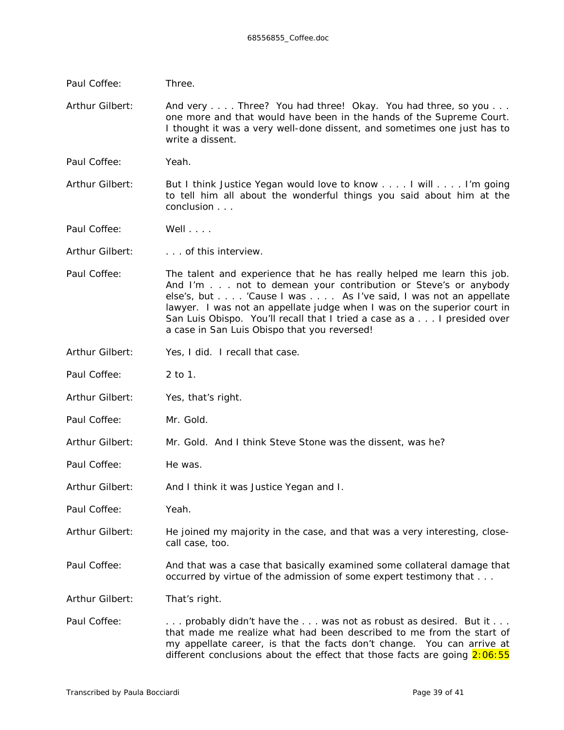Paul Coffee: Three.

Arthur Gilbert: And very . . . . Three? You had three! Okay. You had three, so you . . . one more and that would have been in the hands of the Supreme Court. I thought it was a very well-done dissent, and sometimes one just has to write a dissent.

Paul Coffee: Yeah.

Arthur Gilbert: But I think Justice Yegan would love to know . . . . I will . . . . I'm going to tell him all about the wonderful things you said about him at the conclusion . . .

Paul Coffee: Well . . . .

Arthur Gilbert: . . . of this interview.

Paul Coffee: The talent and experience that he has really helped me learn this job. And I'm . . . not to demean your contribution or Steve's or anybody else's, but . . . . 'Cause I was . . . . As I've said, I was not an appellate lawyer. I was not an appellate judge when I was on the superior court in San Luis Obispo. You'll recall that I tried a case as a . . . I presided over a case in San Luis Obispo that you reversed!

Arthur Gilbert: Yes, I did. I recall that case.

Paul Coffee: 2 to 1.

Arthur Gilbert: Yes, that's right.

Paul Coffee: Mr. Gold.

Arthur Gilbert: Mr. Gold. And I think Steve Stone was the dissent, was he?

Paul Coffee: He was.

Arthur Gilbert: And I think it was Justice Yegan and I.

Paul Coffee: Yeah.

Arthur Gilbert: He joined my majority in the case, and that was a very interesting, close-call case, too.

Paul Coffee: And that was a case that basically examined some collateral damage that occurred by virtue of the admission of some expert testimony that . . .

Arthur Gilbert: That's right.

Paul Coffee: . . . probably didn't have the . . . was not as robust as desired. But it . . . that made me realize what had been described to me from the start of my appellate career, is that the facts don't change. You can arrive at different conclusions about the effect that those facts are going 2:06:55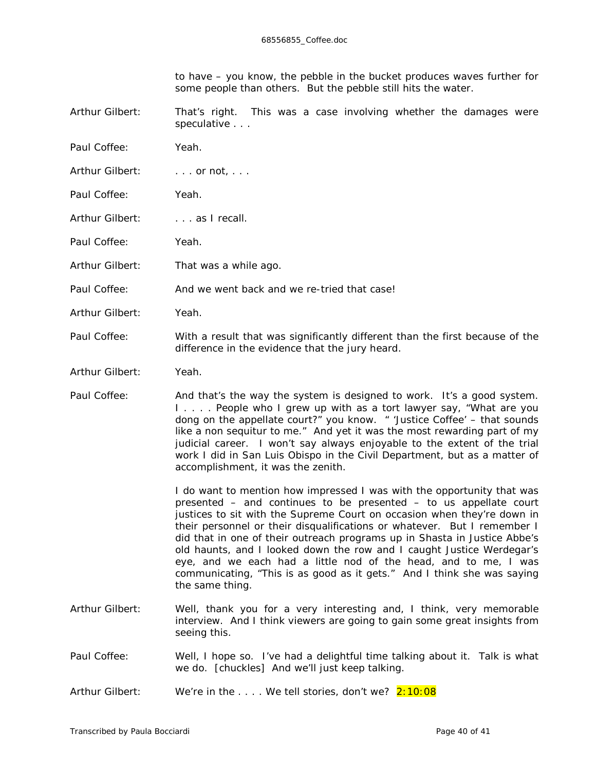to have – you know, the pebble in the bucket produces waves further for some people than others. But the pebble still hits the water.

Arthur Gilbert: That's right. This was a case involving whether the damages were speculative . . .

Paul Coffee: Yeah.

Arthur Gilbert: . . . or not, . . .

Paul Coffee: Yeah.

Arthur Gilbert: . . . as I recall.

Paul Coffee: Yeah.

Arthur Gilbert: That was a while ago.

Paul Coffee: And we went back and we re-tried that case!

Arthur Gilbert: Yeah.

Paul Coffee: With a result that was significantly different than the first because of the difference in the evidence that the jury heard.

Arthur Gilbert: Yeah.

Paul Coffee: And that's the way the system is designed to work. It's a good system. I . . . . People who I grew up with as a tort lawyer say, "What are you dong on the appellate court?" you know. " 'Justice Coffee' – that sounds like a non sequitur to me." And yet it was the most rewarding part of my judicial career. I won't say always enjoyable to the extent of the trial work I did in San Luis Obispo in the Civil Department, but as a matter of accomplishment, it was the zenith.

I do want to mention how impressed I was with the opportunity that was presented – and continues to be presented – to us appellate court justices to sit with the Supreme Court on occasion when they're down in their personnel or their disqualifications or whatever. But I remember I did that in one of their outreach programs up in Shasta in Justice Abbe's old haunts, and I looked down the row and I caught Justice Werdegar's eye, and we each had a little nod of the head, and to me, I was communicating, "This is as good as it gets." And I think she was saying the same thing.

Arthur Gilbert: Well, thank you for a very interesting and, I think, very memorable interview. And I think viewers are going to gain some great insights from seeing this.

Paul Coffee: Well, I hope so. I've had a delightful time talking about it. Talk is what we do. [chuckles] And we'll just keep talking.

Arthur Gilbert: We're in the . . . . We tell stories, don't we? 2:10:08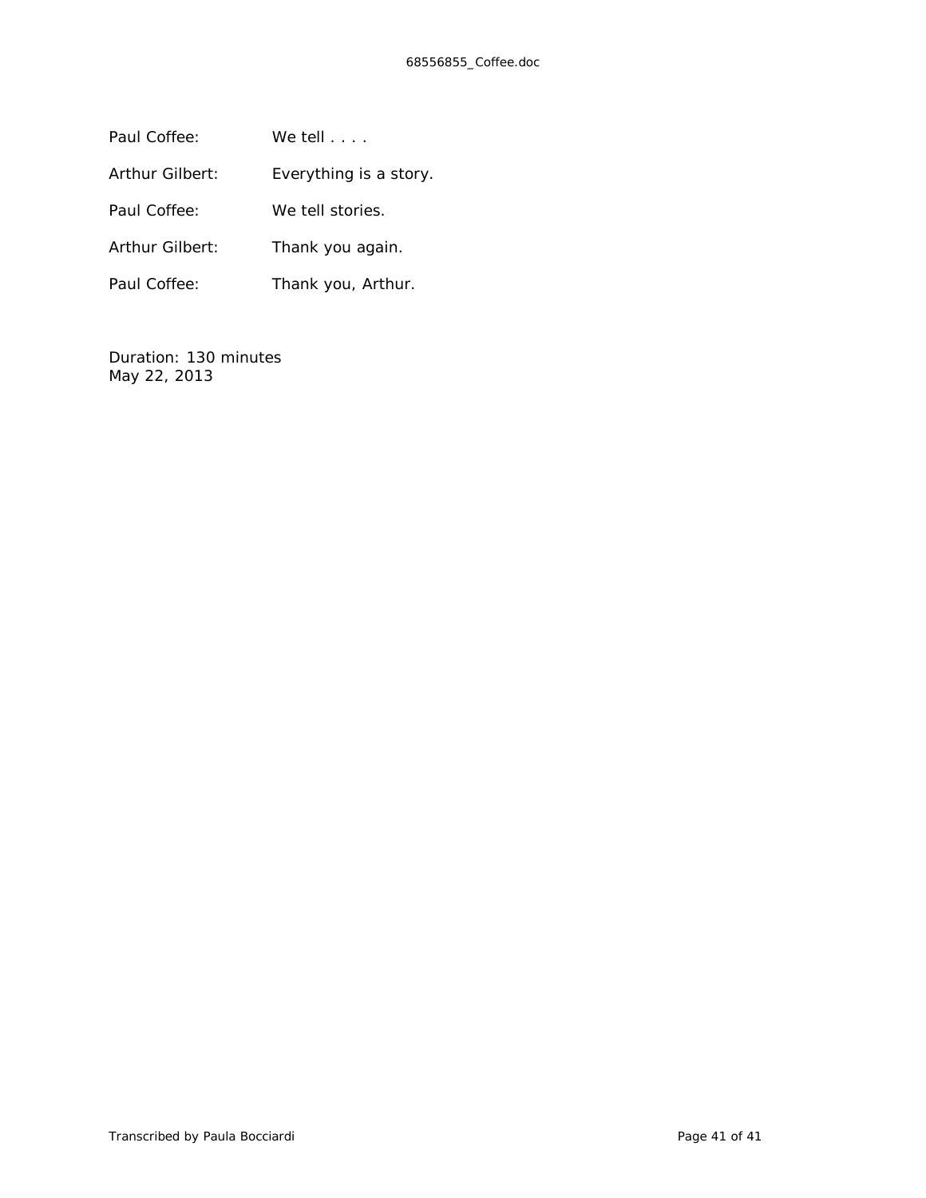Paul Coffee: We tell . . . .

Arthur Gilbert: Everything is a story.

Paul Coffee: We tell stories.

Arthur Gilbert: Thank you again.

Paul Coffee: Thank you, Arthur.

Duration: 130 minutes
May 22, 2013